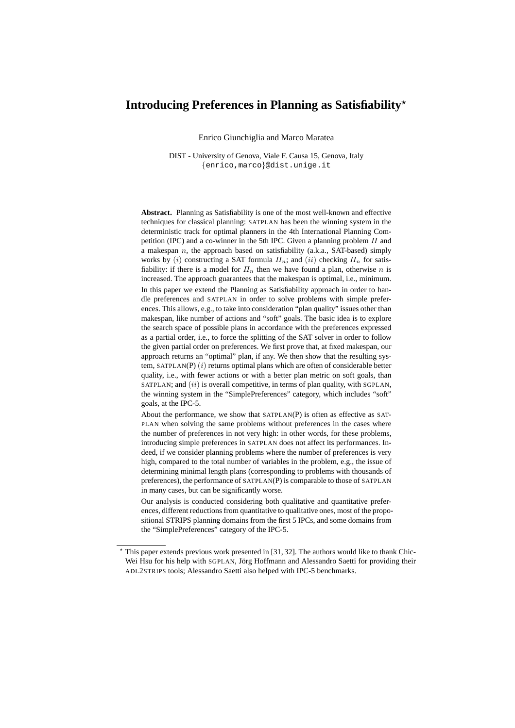# Introducing Preferences in Planning as Satisfiability*

Enrico Giunchiglia and Marco Maratea

DIST - University of Genova, Viale F. Causa 15, Genova, Italy
{enrico,marco}@dist.unige.it

**Abstract.** Planning as Satisfiability is one of the most well-known and effective techniques for classical planning: SATPLAN has been the winning system in the deterministic track for optimal planners in the 4th International Planning Competition (IPC) and a co-winner in the 5th IPC. Given a planning problem $\Pi$ and a makespan $n$, the approach based on satisfiability (a.k.a., SAT-based) simply works by $(i)$ constructing a SAT formula $\Pi_n$; and $(ii)$ checking $\Pi_n$ for satisfiability: if there is a model for $\Pi_n$ then we have found a plan, otherwise $n$ is increased. The approach guarantees that the makespan is optimal, i.e., minimum. In this paper we extend the Planning as Satisfiability approach in order to handle preferences and SATPLAN in order to solve problems with simple preferences. This allows, e.g., to take into consideration "plan quality" issues other than makespan, like number of actions and "soft" goals. The basic idea is to explore the search space of possible plans in accordance with the preferences expressed as a partial order, i.e., to force the splitting of the SAT solver in order to follow the given partial order on preferences. We first prove that, at fixed makespan, our approach returns an "optimal" plan, if any. We then show that the resulting system, SATPLAN(P) $(i)$ returns optimal plans which are often of considerable better quality, i.e., with fewer actions or with a better plan metric on soft goals, than SATPLAN; and $(ii)$ is overall competitive, in terms of plan quality, with SGPLAN, the winning system in the "SimplePreferences" category, which includes "soft" goals, at the IPC-5.

About the performance, we show that SATPLAN(P) is often as effective as SATPLAN when solving the same problems without preferences in the cases where the number of preferences in not very high: in other words, for these problems, introducing simple preferences in SATPLAN does not affect its performances. Indeed, if we consider planning problems where the number of preferences is very high, compared to the total number of variables in the problem, e.g., the issue of determining minimal length plans (corresponding to problems with thousands of preferences), the performance of SATPLAN(P) is comparable to those of SATPLAN in many cases, but can be significantly worse.

Our analysis is conducted considering both qualitative and quantitative preferences, different reductions from quantitative to qualitative ones, most of the propositional STRIPS planning domains from the first 5 IPCs, and some domains from the "SimplePreferences" category of the IPC-5.

---

* This paper extends previous work presented in [31, 32]. The authors would like to thank Chic-Wei Hsu for his help with SGPLAN, Jörg Hoffmann and Alessandro Saetti for providing their ADL2STRIPS tools; Alessandro Saetti also helped with IPC-5 benchmarks.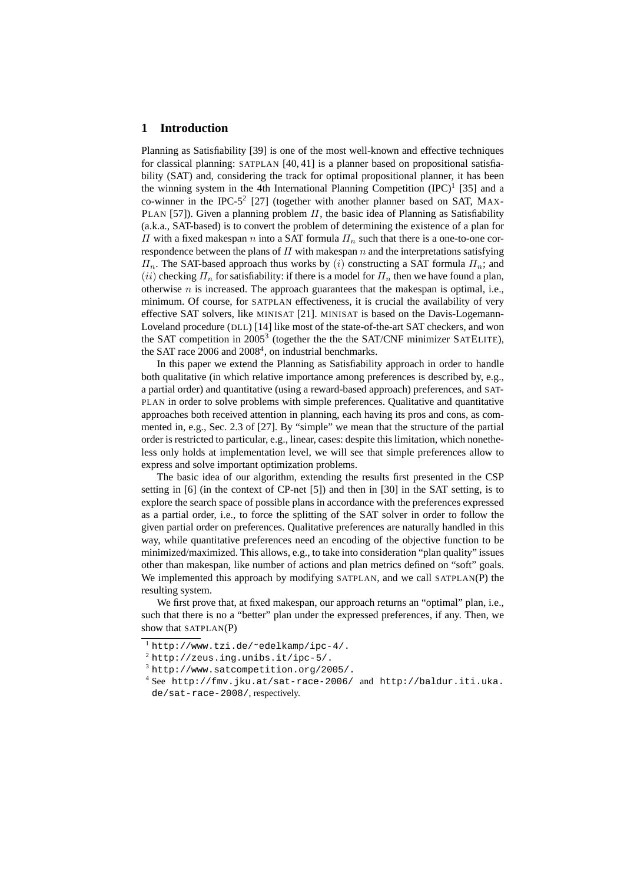## 1 Introduction

Planning as Satisfiability [39] is one of the most well-known and effective techniques for classical planning: SATPLAN [40, 41] is a planner based on propositional satisfiability (SAT) and, considering the track for optimal propositional planner, it has been the winning system in the 4th International Planning Competition (IPC)[1] [35] and a co-winner in the IPC-5[2] [27] (together with another planner based on SAT, MAXPLAN [57]). Given a planning problem $\Pi$, the basic idea of Planning as Satisfiability (a.k.a., SAT-based) is to convert the problem of determining the existence of a plan for $\Pi$ with a fixed makespan $n$ into a SAT formula $\Pi_n$ such that there is a one-to-one correspondence between the plans of $\Pi$ with makespan $n$ and the interpretations satisfying $\Pi_n$. The SAT-based approach thus works by $(i)$ constructing a SAT formula $\Pi_n$; and $(ii)$ checking $\Pi_n$ for satisfiability: if there is a model for $\Pi_n$ then we have found a plan, otherwise $n$ is increased. The approach guarantees that the makespan is optimal, i.e., minimum. Of course, for SATPLAN effectiveness, it is crucial the availability of very effective SAT solvers, like MINISAT [21]. MINISAT is based on the Davis-Logemann-Loveland procedure (DLL) [14] like most of the state-of-the-art SAT checkers, and won the SAT competition in 2005[3] (together the the the SAT/CNF minimizer SATELITE), the SAT race 2006 and 2008[4], on industrial benchmarks.

In this paper we extend the Planning as Satisfiability approach in order to handle both qualitative (in which relative importance among preferences is described by, e.g., a partial order) and quantitative (using a reward-based approach) preferences, and SATPLAN in order to solve problems with simple preferences. Qualitative and quantitative approaches both received attention in planning, each having its pros and cons, as commented in, e.g., Sec. 2.3 of [27]. By "simple" we mean that the structure of the partial order is restricted to particular, e.g., linear, cases: despite this limitation, which nonetheless only holds at implementation level, we will see that simple preferences allow to express and solve important optimization problems.

The basic idea of our algorithm, extending the results first presented in the CSP setting in [6] (in the context of CP-net [5]) and then in [30] in the SAT setting, is to explore the search space of possible plans in accordance with the preferences expressed as a partial order, i.e., to force the splitting of the SAT solver in order to follow the given partial order on preferences. Qualitative preferences are naturally handled in this way, while quantitative preferences need an encoding of the objective function to be minimized/maximized. This allows, e.g., to take into consideration "plan quality" issues other than makespan, like number of actions and plan metrics defined on "soft" goals. We implemented this approach by modifying SATPLAN, and we call SATPLAN(P) the resulting system.

We first prove that, at fixed makespan, our approach returns an "optimal" plan, i.e., such that there is no a "better" plan under the expressed preferences, if any. Then, we show that SATPLAN(P)

[1] http://www.tzi.de/~edelkamp/ipc-4/.
[2] http://zeus.ing.unibs.it/ipc-5/.
[3] http://www.satcompetition.org/2005/.
[4] See http://fmv.jku.at/sat-race-2006/ and http://baldur.iti.uka.de/sat-race-2008/, respectively.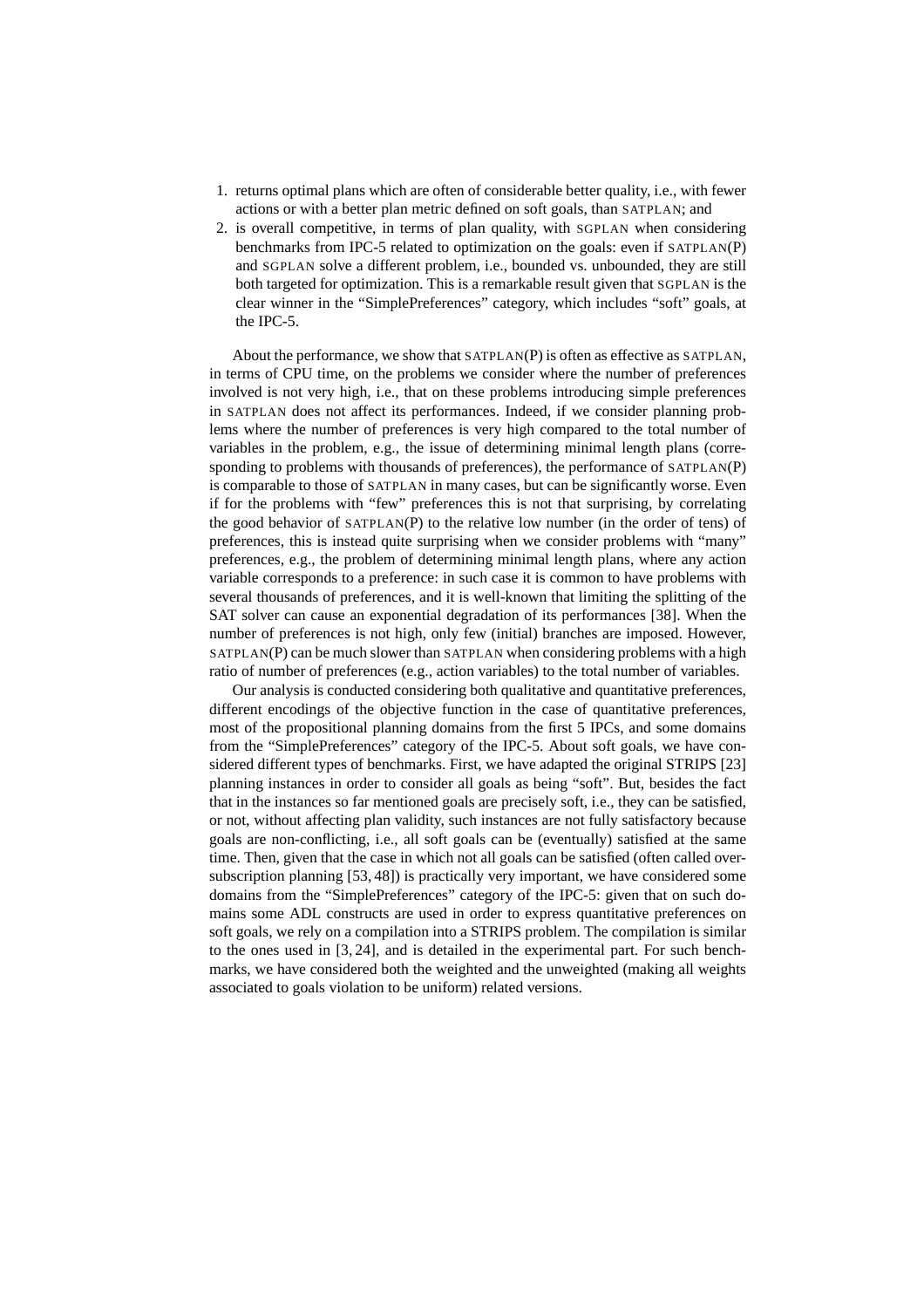1. returns optimal plans which are often of considerable better quality, i.e., with fewer actions or with a better plan metric defined on soft goals, than SATPLAN; and
2. is overall competitive, in terms of plan quality, with SGPLAN when considering benchmarks from IPC-5 related to optimization on the goals: even if SATPLAN(P) and SGPLAN solve a different problem, i.e., bounded vs. unbounded, they are still both targeted for optimization. This is a remarkable result given that SGPLAN is the clear winner in the "SimplePreferences" category, which includes "soft" goals, at the IPC-5.

About the performance, we show that SATPLAN(P) is often as effective as SATPLAN, in terms of CPU time, on the problems we consider where the number of preferences involved is not very high, i.e., that on these problems introducing simple preferences in SATPLAN does not affect its performances. Indeed, if we consider planning problems where the number of preferences is very high compared to the total number of variables in the problem, e.g., the issue of determining minimal length plans (corresponding to problems with thousands of preferences), the performance of SATPLAN(P) is comparable to those of SATPLAN in many cases, but can be significantly worse. Even if for the problems with "few" preferences this is not that surprising, by correlating the good behavior of SATPLAN(P) to the relative low number (in the order of tens) of preferences, this is instead quite surprising when we consider problems with "many" preferences, e.g., the problem of determining minimal length plans, where any action variable corresponds to a preference: in such case it is common to have problems with several thousands of preferences, and it is well-known that limiting the splitting of the SAT solver can cause an exponential degradation of its performances [38]. When the number of preferences is not high, only few (initial) branches are imposed. However, SATPLAN(P) can be much slower than SATPLAN when considering problems with a high ratio of number of preferences (e.g., action variables) to the total number of variables.

Our analysis is conducted considering both qualitative and quantitative preferences, different encodings of the objective function in the case of quantitative preferences, most of the propositional planning domains from the first 5 IPCs, and some domains from the "SimplePreferences" category of the IPC-5. About soft goals, we have considered different types of benchmarks. First, we have adapted the original STRIPS [23] planning instances in order to consider all goals as being "soft". But, besides the fact that in the instances so far mentioned goals are precisely soft, i.e., they can be satisfied, or not, without affecting plan validity, such instances are not fully satisfactory because goals are non-conflicting, i.e., all soft goals can be (eventually) satisfied at the same time. Then, given that the case in which not all goals can be satisfied (often called over-subscription planning [53, 48]) is practically very important, we have considered some domains from the "SimplePreferences" category of the IPC-5: given that on such domains some ADL constructs are used in order to express quantitative preferences on soft goals, we rely on a compilation into a STRIPS problem. The compilation is similar to the ones used in [3, 24], and is detailed in the experimental part. For such benchmarks, we have considered both the weighted and the unweighted (making all weights associated to goals violation to be uniform) related versions.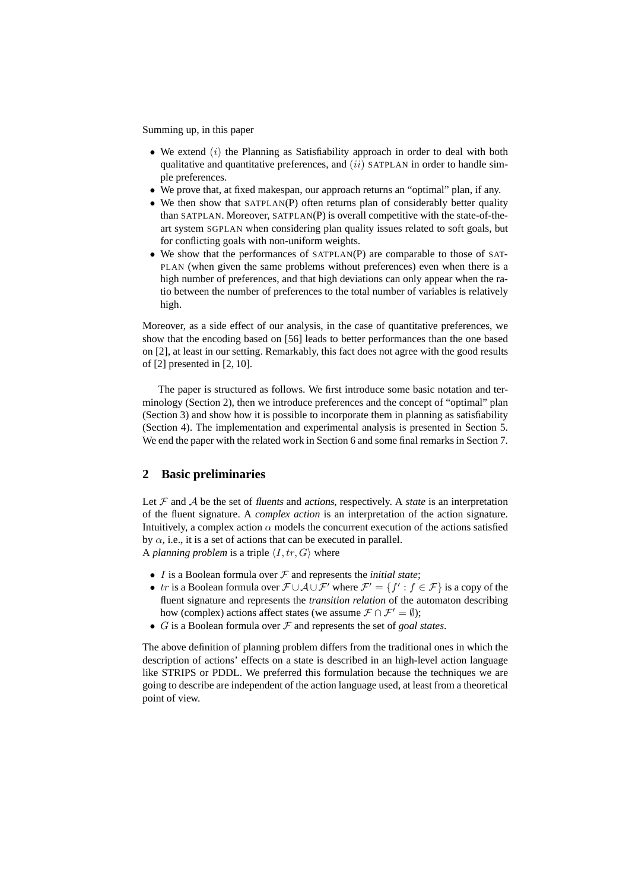Summing up, in this paper

- We extend $(i)$ the Planning as Satisfiability approach in order to deal with both qualitative and quantitative preferences, and $(ii)$ SATPLAN in order to handle simple preferences.
- We prove that, at fixed makespan, our approach returns an "optimal" plan, if any.
- We then show that SATPLAN(P) often returns plan of considerably better quality than SATPLAN. Moreover, SATPLAN(P) is overall competitive with the state-of-the-art system SGPLAN when considering plan quality issues related to soft goals, but for conflicting goals with non-uniform weights.
- We show that the performances of SATPLAN(P) are comparable to those of SATPLAN (when given the same problems without preferences) even when there is a high number of preferences, and that high deviations can only appear when the ratio between the number of preferences to the total number of variables is relatively high.

Moreover, as a side effect of our analysis, in the case of quantitative preferences, we show that the encoding based on [56] leads to better performances than the one based on [2], at least in our setting. Remarkably, this fact does not agree with the good results of [2] presented in [2, 10].

The paper is structured as follows. We first introduce some basic notation and terminology (Section 2), then we introduce preferences and the concept of "optimal" plan (Section 3) and show how it is possible to incorporate them in planning as satisfiability (Section 4). The implementation and experimental analysis is presented in Section 5. We end the paper with the related work in Section 6 and some final remarks in Section 7.

## 2 Basic preliminaries

Let $\mathcal{F}$ and $\mathcal{A}$ be the set of *fluents* and *actions*, respectively. A *state* is an interpretation of the fluent signature. A *complex action* is an interpretation of the action signature. Intuitively, a complex action $\alpha$ models the concurrent execution of the actions satisfied by $\alpha$, i.e., it is a set of actions that can be executed in parallel.
A *planning problem* is a triple $\langle I, tr, G \rangle$ where

- $I$ is a Boolean formula over $\mathcal{F}$ and represents the *initial state*;
- $tr$ is a Boolean formula over $\mathcal{F} \cup \mathcal{A} \cup \mathcal{F}'$ where $\mathcal{F}' = \{f' : f \in \mathcal{F}\}$ is a copy of the fluent signature and represents the *transition relation* of the automaton describing how (complex) actions affect states (we assume $\mathcal{F} \cap \mathcal{F}' = \emptyset$);
- $G$ is a Boolean formula over $\mathcal{F}$ and represents the set of *goal states*.

The above definition of planning problem differs from the traditional ones in which the description of actions' effects on a state is described in an high-level action language like STRIPS or PDDL. We preferred this formulation because the techniques we are going to describe are independent of the action language used, at least from a theoretical point of view.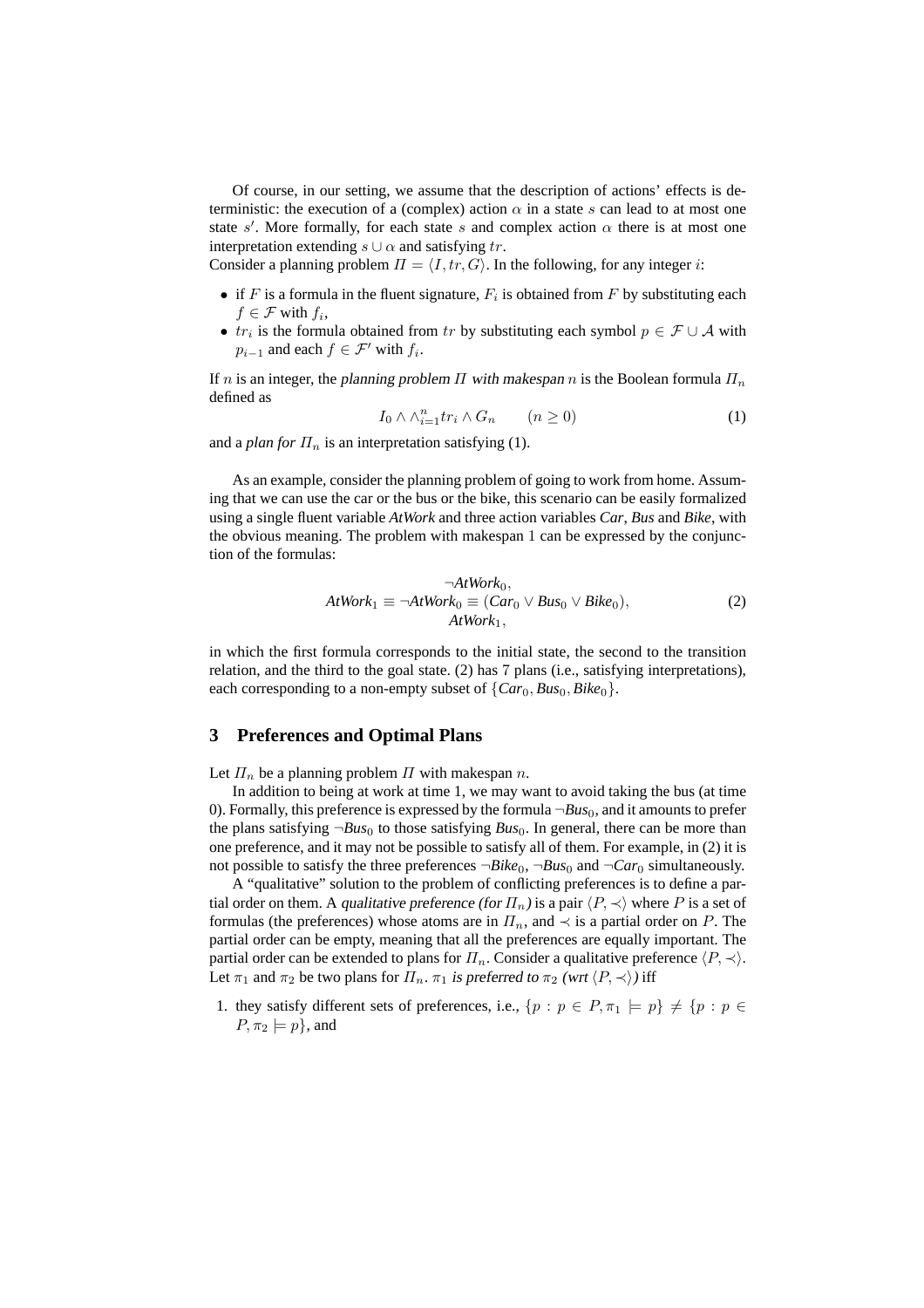Of course, in our setting, we assume that the description of actions' effects is deterministic: the execution of a (complex) action $\alpha$ in a state $s$ can lead to at most one state $s'$. More formally, for each state $s$ and complex action $\alpha$ there is at most one interpretation extending $s \cup \alpha$ and satisfying $tr$.

Consider a planning problem $\Pi = \langle I, tr, G \rangle$. In the following, for any integer $i$:

- if $F$ is a formula in the fluent signature, $F_i$ is obtained from $F$ by substituting each $f \in \mathcal{F}$ with $f_i$,
- $tr_i$ is the formula obtained from $tr$ by substituting each symbol $p \in \mathcal{F} \cup \mathcal{A}$ with $p_{i-1}$ and each $f \in \mathcal{F}'$ with $f_i$.

If $n$ is an integer, the *planning problem $\Pi$ with makespan $n$* is the Boolean formula $\Pi_n$ defined as

$$I_0 \wedge \wedge_{i=1}^{n} tr_i \wedge G_n \qquad (n \geq 0) \tag{1}$$

and a *plan for $\Pi_n$* is an interpretation satisfying (1).

As an example, consider the planning problem of going to work from home. Assuming that we can use the car or the bus or the bike, this scenario can be easily formalized using a single fluent variable *AtWork* and three action variables *Car*, *Bus* and *Bike*, with the obvious meaning. The problem with makespan 1 can be expressed by the conjunction of the formulas:

$$\begin{gathered} \neg AtWork_0, \\ AtWork_1 \equiv \neg AtWork_0 \equiv (Car_0 \vee Bus_0 \vee Bike_0), \\ AtWork_1, \end{gathered} \tag{2}$$

in which the first formula corresponds to the initial state, the second to the transition relation, and the third to the goal state. (2) has 7 plans (i.e., satisfying interpretations), each corresponding to a non-empty subset of $\{Car_0, Bus_0, Bike_0\}$.

## 3 Preferences and Optimal Plans

Let $\Pi_n$ be a planning problem $\Pi$ with makespan $n$.

In addition to being at work at time 1, we may want to avoid taking the bus (at time 0). Formally, this preference is expressed by the formula $\neg Bus_0$, and it amounts to prefer the plans satisfying $\neg Bus_0$ to those satisfying $Bus_0$. In general, there can be more than one preference, and it may not be possible to satisfy all of them. For example, in (2) it is not possible to satisfy the three preferences $\neg Bike_0$, $\neg Bus_0$ and $\neg Car_0$ simultaneously.

A "qualitative" solution to the problem of conflicting preferences is to define a partial order on them. A *qualitative preference (for $\Pi_n$)* is a pair $\langle P, \prec \rangle$ where $P$ is a set of formulas (the preferences) whose atoms are in $\Pi_n$, and $\prec$ is a partial order on $P$. The partial order can be empty, meaning that all the preferences are equally important. The partial order can be extended to plans for $\Pi_n$. Consider a qualitative preference $\langle P, \prec \rangle$. Let $\pi_1$ and $\pi_2$ be two plans for $\Pi_n$. $\pi_1$ *is preferred to* $\pi_2$ *(wrt $\langle P, \prec \rangle$)* iff

1. they satisfy different sets of preferences, i.e., $\{p : p \in P, \pi_1 \models p\} \neq \{p : p \in P, \pi_2 \models p\}$, and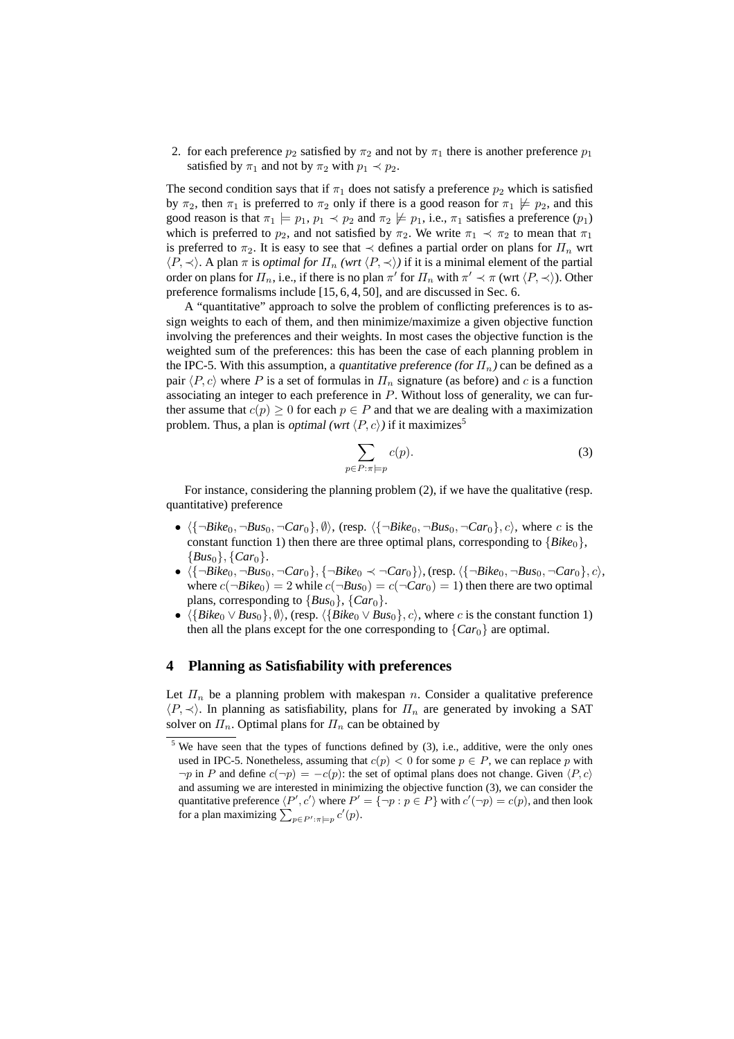2. for each preference $p_2$ satisfied by $\pi_2$ and not by $\pi_1$ there is another preference $p_1$ satisfied by $\pi_1$ and not by $\pi_2$ with $p_1 \prec p_2$.

The second condition says that if $\pi_1$ does not satisfy a preference $p_2$ which is satisfied by $\pi_2$, then $\pi_1$ is preferred to $\pi_2$ only if there is a good reason for $\pi_1 \not\models p_2$, and this good reason is that $\pi_1 \models p_1$, $p_1 \prec p_2$ and $\pi_2 \not\models p_1$, i.e., $\pi_1$ satisfies a preference ($p_1$) which is preferred to $p_2$, and not satisfied by $\pi_2$. We write $\pi_1 \prec \pi_2$ to mean that $\pi_1$ is preferred to $\pi_2$. It is easy to see that $\prec$ defines a partial order on plans for $\Pi_n$ wrt $\langle P, \prec \rangle$. A plan $\pi$ is *optimal for $\Pi_n$ (wrt $\langle P, \prec \rangle$)* if it is a minimal element of the partial order on plans for $\Pi_n$, i.e., if there is no plan $\pi'$ for $\Pi_n$ with $\pi' \prec \pi$ (wrt $\langle P, \prec \rangle$). Other preference formalisms include [15, 6, 4, 50], and are discussed in Sec. 6.

A "quantitative" approach to solve the problem of conflicting preferences is to assign weights to each of them, and then minimize/maximize a given objective function involving the preferences and their weights. In most cases the objective function is the weighted sum of the preferences: this has been the case of each planning problem in the IPC-5. With this assumption, a *quantitative preference (for $\Pi_n$)* can be defined as a pair $\langle P, c \rangle$ where $P$ is a set of formulas in $\Pi_n$ signature (as before) and $c$ is a function associating an integer to each preference in $P$. Without loss of generality, we can further assume that $c(p) \geq 0$ for each $p \in P$ and that we are dealing with a maximization problem. Thus, a plan is *optimal (wrt $\langle P, c \rangle$)* if it maximizes[5]

$$\sum_{p \in P : \pi \models p} c(p). \tag{3}$$

For instance, considering the planning problem (2), if we have the qualitative (resp. quantitative) preference

- $\langle \{\neg Bike_0, \neg Bus_0, \neg Car_0\}, \emptyset \rangle$, (resp. $\langle \{\neg Bike_0, \neg Bus_0, \neg Car_0\}, c \rangle$, where $c$ is the constant function 1) then there are three optimal plans, corresponding to $\{Bike_0\}$, $\{Bus_0\}$, $\{Car_0\}$.
- $\langle \{\neg Bike_0, \neg Bus_0, \neg Car_0\}, \{\neg Bike_0 \prec \neg Car_0\} \rangle$, (resp. $\langle \{\neg Bike_0, \neg Bus_0, \neg Car_0\}, c \rangle$, where $c(\neg Bike_0) = 2$ while $c(\neg Bus_0) = c(\neg Car_0) = 1$) then there are two optimal plans, corresponding to $\{Bus_0\}$, $\{Car_0\}$.
- $\langle \{Bike_0 \vee Bus_0\}, \emptyset \rangle$, (resp. $\langle \{Bike_0 \vee Bus_0\}, c \rangle$, where $c$ is the constant function 1) then all the plans except for the one corresponding to $\{Car_0\}$ are optimal.

## 4 Planning as Satisfiability with preferences

Let $\Pi_n$ be a planning problem with makespan $n$. Consider a qualitative preference $\langle P, \prec \rangle$. In planning as satisfiability, plans for $\Pi_n$ are generated by invoking a SAT solver on $\Pi_n$. Optimal plans for $\Pi_n$ can be obtained by

[5] We have seen that the types of functions defined by (3), i.e., additive, were the only ones used in IPC-5. Nonetheless, assuming that $c(p) < 0$ for some $p \in P$, we can replace $p$ with $\neg p$ in $P$ and define $c(\neg p) = -c(p)$: the set of optimal plans does not change. Given $\langle P, c \rangle$ and assuming we are interested in minimizing the objective function (3), we can consider the quantitative preference $\langle P', c' \rangle$ where $P' = \{\neg p : p \in P\}$ with $c'(\neg p) = c(p)$, and then look for a plan maximizing $\sum_{p \in P' : \pi \models p} c'(p)$.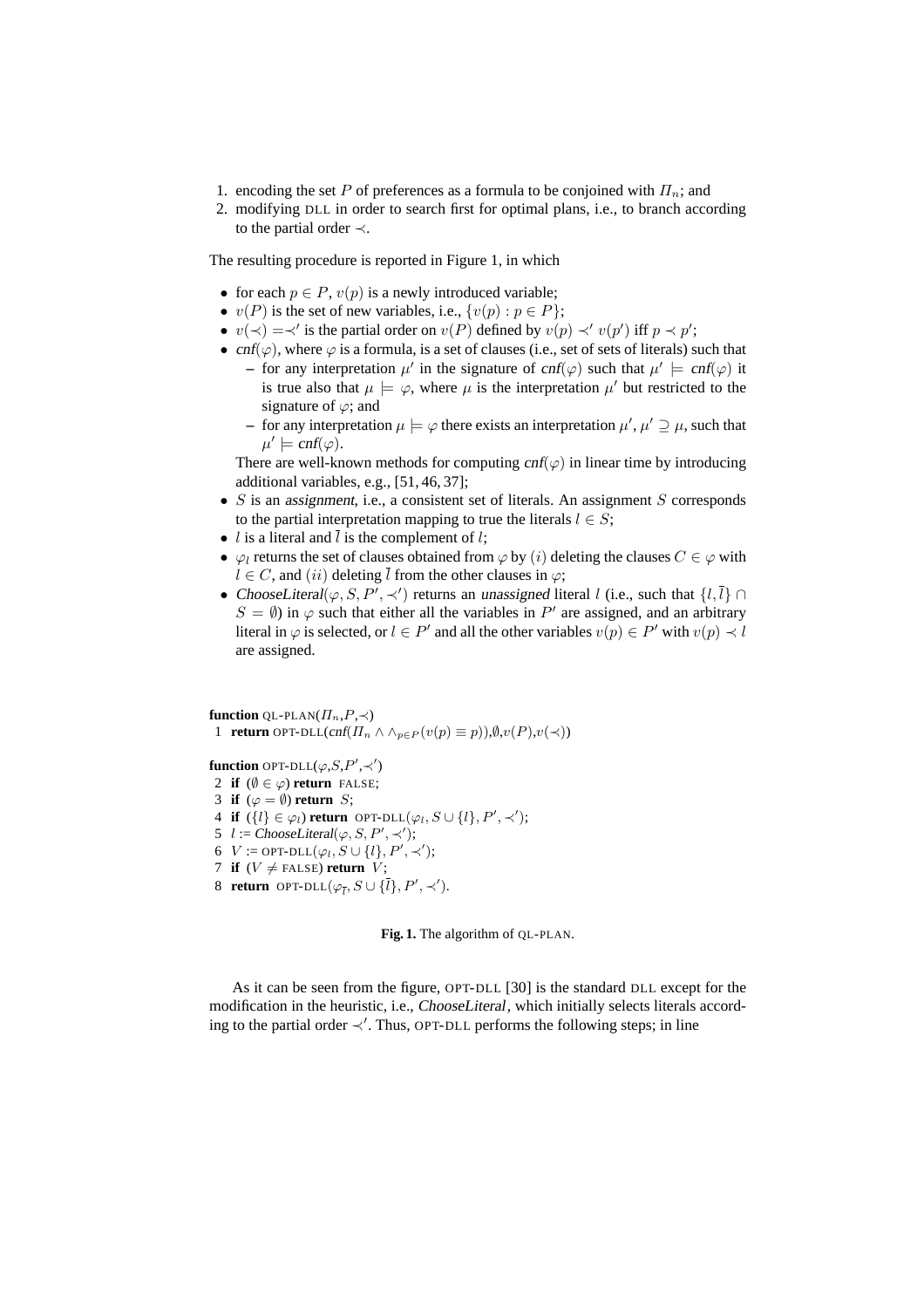1. encoding the set $P$ of preferences as a formula to be conjoined with $\Pi_n$; and
2. modifying DLL in order to search first for optimal plans, i.e., to branch according to the partial order $\prec$.

The resulting procedure is reported in Figure 1, in which

- for each $p \in P$, $v(p)$ is a newly introduced variable;
- $v(P)$ is the set of new variables, i.e., $\{v(p) : p \in P\}$;
- $v(\prec) = \prec'$ is the partial order on $v(P)$ defined by $v(p) \prec' v(p')$ iff $p \prec p'$;
- $cnf(\varphi)$, where $\varphi$ is a formula, is a set of clauses (i.e., set of sets of literals) such that
  - for any interpretation $\mu'$ in the signature of $cnf(\varphi)$ such that $\mu' \models cnf(\varphi)$ it is true also that $\mu \models \varphi$, where $\mu$ is the interpretation $\mu'$ but restricted to the signature of $\varphi$; and
  - for any interpretation $\mu \models \varphi$ there exists an interpretation $\mu'$, $\mu' \supseteq \mu$, such that $\mu' \models cnf(\varphi)$.

  There are well-known methods for computing $cnf(\varphi)$ in linear time by introducing additional variables, e.g., [51, 46, 37];
- $S$ is an *assignment*, i.e., a consistent set of literals. An assignment $S$ corresponds to the partial interpretation mapping to true the literals $l \in S$;
- $l$ is a literal and $\bar{l}$ is the complement of $l$;
- $\varphi_l$ returns the set of clauses obtained from $\varphi$ by $(i)$ deleting the clauses $C \in \varphi$ with $l \in C$, and $(ii)$ deleting $\bar{l}$ from the other clauses in $\varphi$;
- *ChooseLiteral*$(\varphi, S, P', \prec')$ returns an *unassigned* literal $l$ (i.e., such that $\{l, \bar{l}\} \cap S = \emptyset$) in $\varphi$ such that either all the variables in $P'$ are assigned, and an arbitrary literal in $\varphi$ is selected, or $l \in P'$ and all the other variables $v(p) \in P'$ with $v(p) \prec l$ are assigned.

```
function QL-PLAN(Π_n, P, ≺)
1  return OPT-DLL(cnf(Π_n ∧ ∧_{p∈P}(v(p) ≡ p)), ∅, v(P), v(≺))

function OPT-DLL(φ, S, P', ≺')
2  if (∅ ∈ φ) return FALSE;
3  if (φ = ∅) return S;
4  if ({l} ∈ φ_l) return OPT-DLL(φ_l, S ∪ {l}, P', ≺');
5  l := ChooseLiteral(φ, S, P', ≺');
6  V := OPT-DLL(φ_l, S ∪ {l}, P', ≺');
7  if (V ≠ FALSE) return V;
8  return OPT-DLL(φ_l̄, S ∪ {l̄}, P', ≺').
```

**Fig. 1.** The algorithm of QL-PLAN.

As it can be seen from the figure, OPT-DLL [30] is the standard DLL except for the modification in the heuristic, i.e., *ChooseLiteral*, which initially selects literals according to the partial order $\prec'$. Thus, OPT-DLL performs the following steps; in line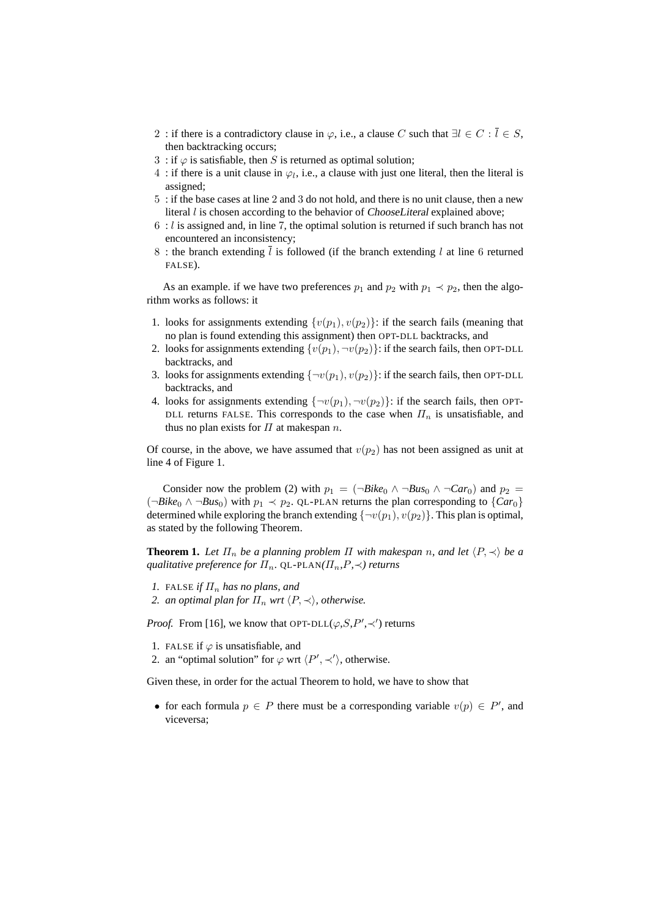2 : if there is a contradictory clause in $\varphi$, i.e., a clause $C$ such that $\exists l \in C : \bar{l} \in S$, then backtracking occurs;

3 : if $\varphi$ is satisfiable, then $S$ is returned as optimal solution;

4 : if there is a unit clause in $\varphi_l$, i.e., a clause with just one literal, then the literal is assigned;

5 : if the base cases at line 2 and 3 do not hold, and there is no unit clause, then a new literal $l$ is chosen according to the behavior of *ChooseLiteral* explained above;

6 : $l$ is assigned and, in line 7, the optimal solution is returned if such branch has not encountered an inconsistency;

8 : the branch extending $\bar{l}$ is followed (if the branch extending $l$ at line 6 returned FALSE).

As an example. if we have two preferences $p_1$ and $p_2$ with $p_1 \prec p_2$, then the algorithm works as follows: it

1. looks for assignments extending $\{v(p_1), v(p_2)\}$: if the search fails (meaning that no plan is found extending this assignment) then OPT-DLL backtracks, and
2. looks for assignments extending $\{v(p_1), \neg v(p_2)\}$: if the search fails, then OPT-DLL backtracks, and
3. looks for assignments extending $\{\neg v(p_1), v(p_2)\}$: if the search fails, then OPT-DLL backtracks, and
4. looks for assignments extending $\{\neg v(p_1), \neg v(p_2)\}$: if the search fails, then OPT-DLL returns FALSE. This corresponds to the case when $\Pi_n$ is unsatisfiable, and thus no plan exists for $\Pi$ at makespan $n$.

Of course, in the above, we have assumed that $v(p_2)$ has not been assigned as unit at line 4 of Figure 1.

Consider now the problem (2) with $p_1 = (\neg Bike_0 \wedge \neg Bus_0 \wedge \neg Car_0)$ and $p_2 = (\neg Bike_0 \wedge \neg Bus_0)$ with $p_1 \prec p_2$. QL-PLAN returns the plan corresponding to $\{Car_0\}$ determined while exploring the branch extending $\{\neg v(p_1), v(p_2)\}$. This plan is optimal, as stated by the following Theorem.

**Theorem 1.** *Let $\Pi_n$ be a planning problem $\Pi$ with makespan $n$, and let $\langle P, \prec \rangle$ be a qualitative preference for $\Pi_n$. QL-PLAN($\Pi_n$,$P$,$\prec$) returns*

1. FALSE *if $\Pi_n$ has no plans, and*
2. *an optimal plan for $\Pi_n$ wrt $\langle P, \prec \rangle$, otherwise.*

*Proof.* From [16], we know that OPT-DLL($\varphi$,$S$,$P'$,$\prec'$) returns

1. FALSE if $\varphi$ is unsatisfiable, and
2. an "optimal solution" for $\varphi$ wrt $\langle P', \prec' \rangle$, otherwise.

Given these, in order for the actual Theorem to hold, we have to show that

- for each formula $p \in P$ there must be a corresponding variable $v(p) \in P'$, and viceversa;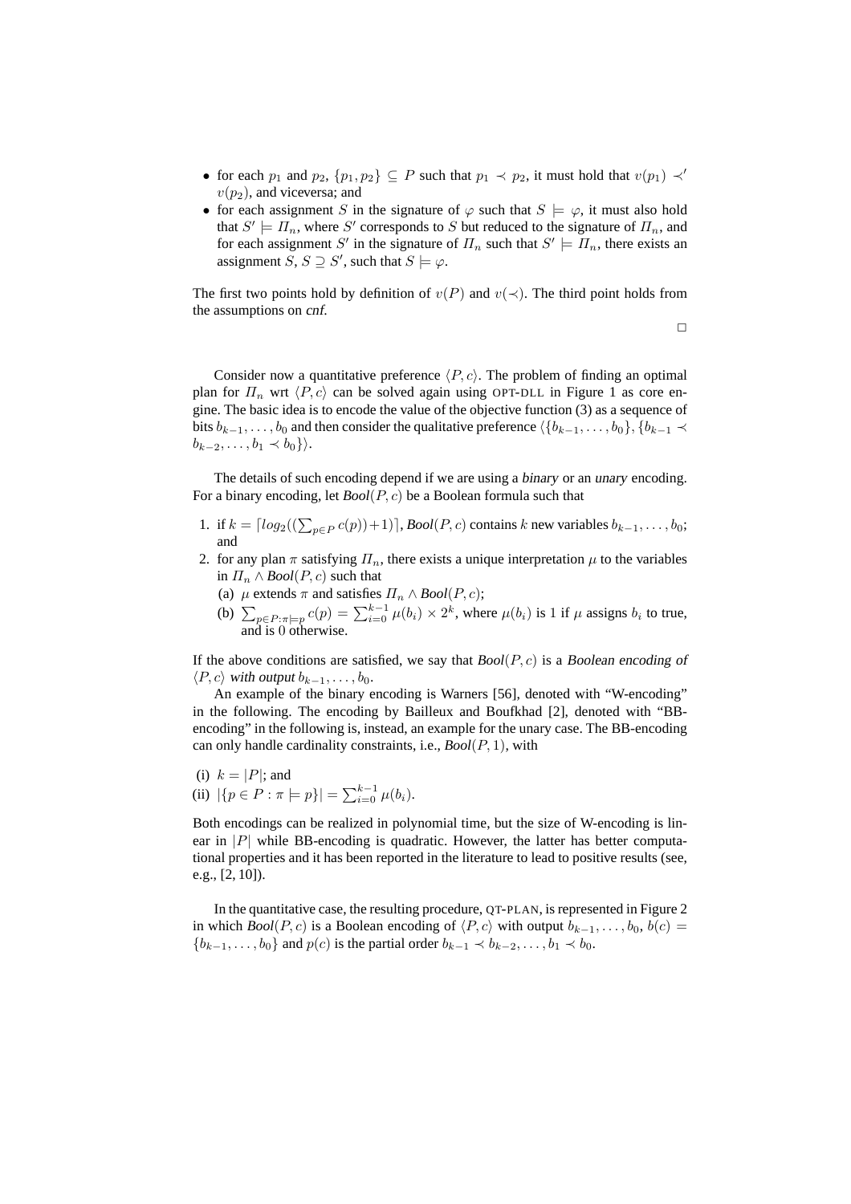- for each $p_1$ and $p_2$, $\{p_1, p_2\} \subseteq P$ such that $p_1 \prec p_2$, it must hold that $v(p_1) \prec' v(p_2)$, and viceversa; and
- for each assignment $S$ in the signature of $\varphi$ such that $S \models \varphi$, it must also hold that $S' \models \Pi_n$, where $S'$ corresponds to $S$ but reduced to the signature of $\Pi_n$, and for each assignment $S'$ in the signature of $\Pi_n$ such that $S' \models \Pi_n$, there exists an assignment $S$, $S \supseteq S'$, such that $S \models \varphi$.

The first two points hold by definition of $v(P)$ and $v(\prec)$. The third point holds from the assumptions on *cnf*.

□

Consider now a quantitative preference $\langle P, c \rangle$. The problem of finding an optimal plan for $\Pi_n$ wrt $\langle P, c \rangle$ can be solved again using OPT-DLL in Figure 1 as core engine. The basic idea is to encode the value of the objective function (3) as a sequence of bits $b_{k-1}, \ldots, b_0$ and then consider the qualitative preference $\langle \{b_{k-1}, \ldots, b_0\}, \{b_{k-1} \prec b_{k-2}, \ldots, b_1 \prec b_0\} \rangle$.

The details of such encoding depend if we are using a *binary* or an *unary* encoding. For a binary encoding, let *Bool*$(P, c)$ be a Boolean formula such that

1. if $k = \lceil log_2((\sum_{p \in P} c(p)) + 1) \rceil$, *Bool*$(P, c)$ contains $k$ new variables $b_{k-1}, \ldots, b_0$; and
2. for any plan $\pi$ satisfying $\Pi_n$, there exists a unique interpretation $\mu$ to the variables in $\Pi_n \wedge$ *Bool*$(P, c)$ such that
   (a) $\mu$ extends $\pi$ and satisfies $\Pi_n \wedge$ *Bool*$(P, c)$;
   (b) $\sum_{p \in P : \pi \models p} c(p) = \sum_{i=0}^{k-1} \mu(b_i) \times 2^k$, where $\mu(b_i)$ is 1 if $\mu$ assigns $b_i$ to true, and is 0 otherwise.

If the above conditions are satisfied, we say that *Bool*$(P, c)$ is a *Boolean encoding of* $\langle P, c \rangle$ *with output* $b_{k-1}, \ldots, b_0$.

An example of the binary encoding is Warners [56], denoted with "W-encoding" in the following. The encoding by Bailleux and Boufkhad [2], denoted with "BB-encoding" in the following is, instead, an example for the unary case. The BB-encoding can only handle cardinality constraints, i.e., *Bool*$(P, 1)$, with

(i) $k = |P|$; and
(ii) $|\{p \in P : \pi \models p\}| = \sum_{i=0}^{k-1} \mu(b_i)$.

Both encodings can be realized in polynomial time, but the size of W-encoding is linear in $|P|$ while BB-encoding is quadratic. However, the latter has better computational properties and it has been reported in the literature to lead to positive results (see, e.g., [2, 10]).

In the quantitative case, the resulting procedure, QT-PLAN, is represented in Figure 2 in which *Bool*$(P, c)$ is a Boolean encoding of $\langle P, c \rangle$ with output $b_{k-1}, \ldots, b_0$, $b(c) = \{b_{k-1}, \ldots, b_0\}$ and $p(c)$ is the partial order $b_{k-1} \prec b_{k-2}, \ldots, b_1 \prec b_0$.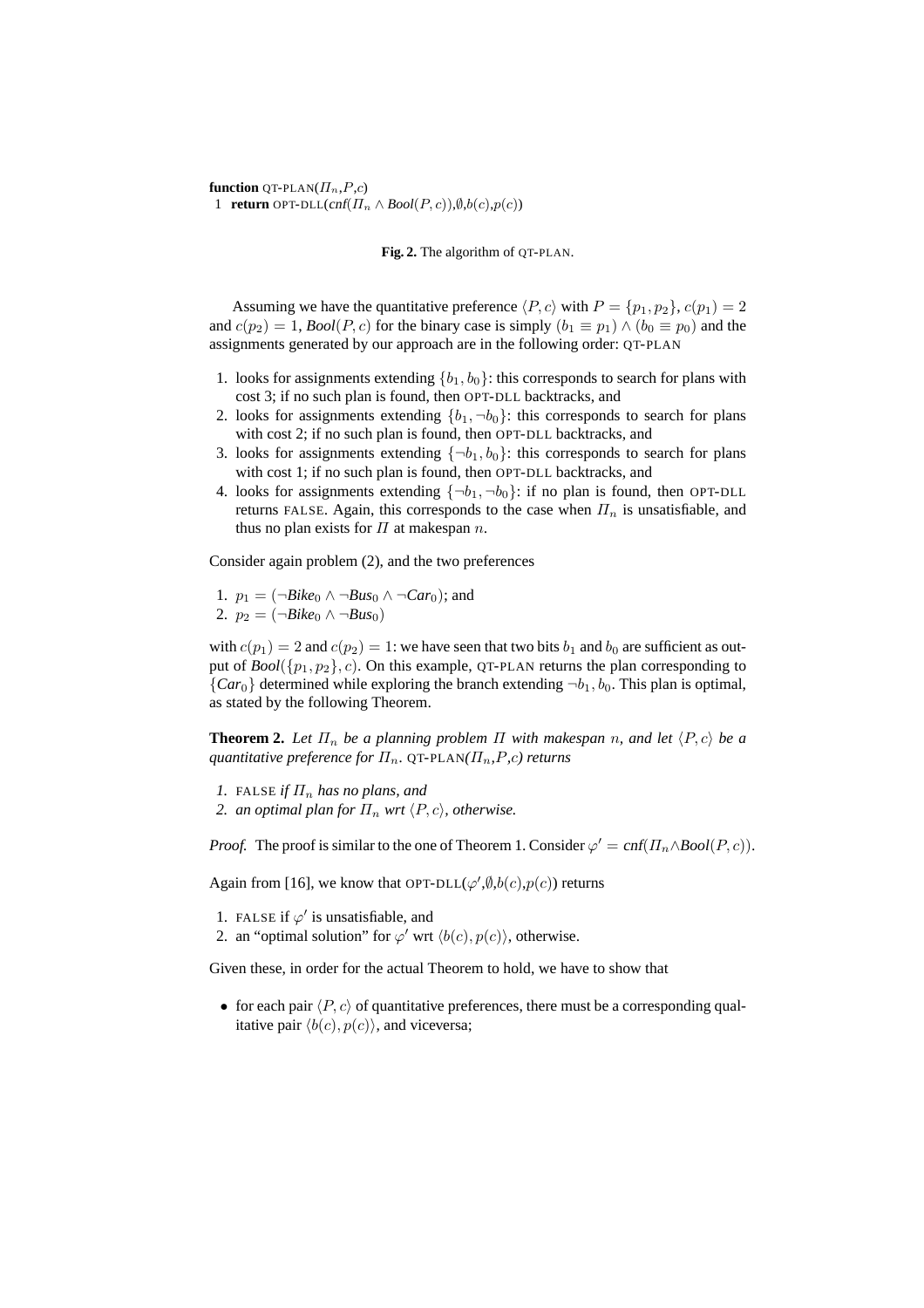**function** QT-PLAN($\Pi_n$,$P$,$c$)
1 **return** OPT-DLL($cnf(\Pi_n \wedge Bool(P, c))$,$\emptyset$,$b(c)$,$p(c)$)

**Fig. 2.** The algorithm of QT-PLAN.

Assuming we have the quantitative preference $\langle P, c\rangle$ with $P = \{p_1, p_2\}$, $c(p_1) = 2$ and $c(p_2) = 1$, $Bool(P, c)$ for the binary case is simply $(b_1 \equiv p_1) \wedge (b_0 \equiv p_0)$ and the assignments generated by our approach are in the following order: QT-PLAN

1. looks for assignments extending $\{b_1, b_0\}$: this corresponds to search for plans with cost 3; if no such plan is found, then OPT-DLL backtracks, and
2. looks for assignments extending $\{b_1, \neg b_0\}$: this corresponds to search for plans with cost 2; if no such plan is found, then OPT-DLL backtracks, and
3. looks for assignments extending $\{\neg b_1, b_0\}$: this corresponds to search for plans with cost 1; if no such plan is found, then OPT-DLL backtracks, and
4. looks for assignments extending $\{\neg b_1, \neg b_0\}$: if no plan is found, then OPT-DLL returns FALSE. Again, this corresponds to the case when $\Pi_n$ is unsatisfiable, and thus no plan exists for $\Pi$ at makespan $n$.

Consider again problem (2), and the two preferences

1. $p_1 = (\neg Bike_0 \wedge \neg Bus_0 \wedge \neg Car_0)$; and
2. $p_2 = (\neg Bike_0 \wedge \neg Bus_0)$

with $c(p_1) = 2$ and $c(p_2) = 1$: we have seen that two bits $b_1$ and $b_0$ are sufficient as output of $Bool(\{p_1, p_2\}, c)$. On this example, QT-PLAN returns the plan corresponding to $\{Car_0\}$ determined while exploring the branch extending $\neg b_1, b_0$. This plan is optimal, as stated by the following Theorem.

**Theorem 2.** *Let $\Pi_n$ be a planning problem $\Pi$ with makespan $n$, and let $\langle P, c\rangle$ be a quantitative preference for $\Pi_n$. QT-PLAN($\Pi_n$,$P$,$c$) returns*

1. *FALSE if $\Pi_n$ has no plans, and*
2. *an optimal plan for $\Pi_n$ wrt $\langle P, c\rangle$, otherwise.*

*Proof.* The proof is similar to the one of Theorem 1. Consider $\varphi' = cnf(\Pi_n \wedge Bool(P, c))$.

Again from [16], we know that OPT-DLL($\varphi'$,$\emptyset$,$b(c)$,$p(c)$) returns

1. FALSE if $\varphi'$ is unsatisfiable, and
2. an "optimal solution" for $\varphi'$ wrt $\langle b(c), p(c)\rangle$, otherwise.

Given these, in order for the actual Theorem to hold, we have to show that

- for each pair $\langle P, c\rangle$ of quantitative preferences, there must be a corresponding qualitative pair $\langle b(c), p(c)\rangle$, and viceversa;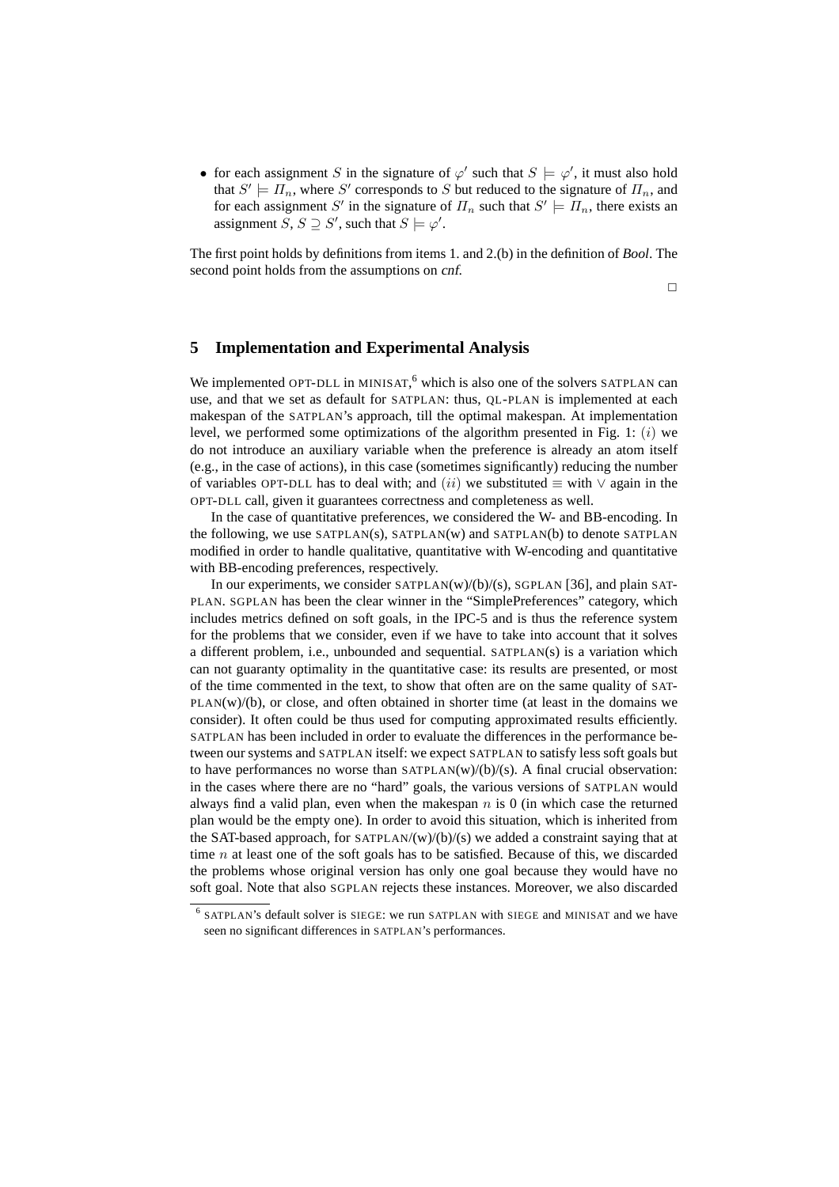- for each assignment $S$ in the signature of $\varphi'$ such that $S \models \varphi'$, it must also hold that $S' \models \Pi_n$, where $S'$ corresponds to $S$ but reduced to the signature of $\Pi_n$, and for each assignment $S'$ in the signature of $\Pi_n$ such that $S' \models \Pi_n$, there exists an assignment $S$, $S \supseteq S'$, such that $S \models \varphi'$.

The first point holds by definitions from items 1. and 2.(b) in the definition of *Bool*. The second point holds from the assumptions on *cnf*.

□

## 5 Implementation and Experimental Analysis

We implemented OPT-DLL in MINISAT,[6] which is also one of the solvers SATPLAN can use, and that we set as default for SATPLAN: thus, QL-PLAN is implemented at each makespan of the SATPLAN's approach, till the optimal makespan. At implementation level, we performed some optimizations of the algorithm presented in Fig. 1: $(i)$ we do not introduce an auxiliary variable when the preference is already an atom itself (e.g., in the case of actions), in this case (sometimes significantly) reducing the number of variables OPT-DLL has to deal with; and $(ii)$ we substituted $\equiv$ with $\vee$ again in the OPT-DLL call, given it guarantees correctness and completeness as well.

In the case of quantitative preferences, we considered the W- and BB-encoding. In the following, we use SATPLAN(s), SATPLAN(w) and SATPLAN(b) to denote SATPLAN modified in order to handle qualitative, quantitative with W-encoding and quantitative with BB-encoding preferences, respectively.

In our experiments, we consider SATPLAN(w)/(b)/(s), SGPLAN [36], and plain SATPLAN. SGPLAN has been the clear winner in the "SimplePreferences" category, which includes metrics defined on soft goals, in the IPC-5 and is thus the reference system for the problems that we consider, even if we have to take into account that it solves a different problem, i.e., unbounded and sequential. SATPLAN(s) is a variation which can not guaranty optimality in the quantitative case: its results are presented, or most of the time commented in the text, to show that often are on the same quality of SATPLAN(w)/(b), or close, and often obtained in shorter time (at least in the domains we consider). It often could be thus used for computing approximated results efficiently. SATPLAN has been included in order to evaluate the differences in the performance between our systems and SATPLAN itself: we expect SATPLAN to satisfy less soft goals but to have performances no worse than SATPLAN(w)/(b)/(s). A final crucial observation: in the cases where there are no "hard" goals, the various versions of SATPLAN would always find a valid plan, even when the makespan $n$ is 0 (in which case the returned plan would be the empty one). In order to avoid this situation, which is inherited from the SAT-based approach, for SATPLAN/(w)/(b)/(s) we added a constraint saying that at time $n$ at least one of the soft goals has to be satisfied. Because of this, we discarded the problems whose original version has only one goal because they would have no soft goal. Note that also SGPLAN rejects these instances. Moreover, we also discarded

[6] SATPLAN's default solver is SIEGE: we run SATPLAN with SIEGE and MINISAT and we have seen no significant differences in SATPLAN's performances.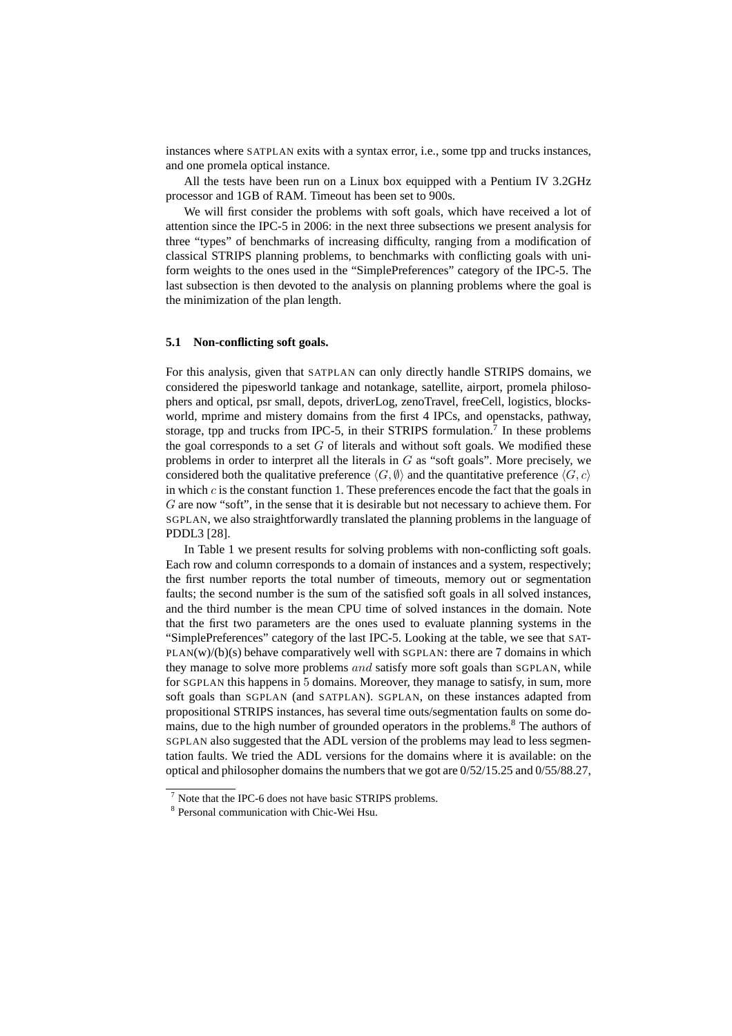instances where SATPLAN exits with a syntax error, i.e., some tpp and trucks instances, and one promela optical instance.

All the tests have been run on a Linux box equipped with a Pentium IV 3.2GHz processor and 1GB of RAM. Timeout has been set to 900s.

We will first consider the problems with soft goals, which have received a lot of attention since the IPC-5 in 2006: in the next three subsections we present analysis for three "types" of benchmarks of increasing difficulty, ranging from a modification of classical STRIPS planning problems, to benchmarks with conflicting goals with uniform weights to the ones used in the "SimplePreferences" category of the IPC-5. The last subsection is then devoted to the analysis on planning problems where the goal is the minimization of the plan length.

### 5.1 Non-conflicting soft goals.

For this analysis, given that SATPLAN can only directly handle STRIPS domains, we considered the pipesworld tankage and notankage, satellite, airport, promela philosophers and optical, psr small, depots, driverLog, zenoTravel, freeCell, logistics, blocksworld, mprime and mistery domains from the first 4 IPCs, and openstacks, pathway, storage, tpp and trucks from IPC-5, in their STRIPS formulation.[7] In these problems the goal corresponds to a set $G$ of literals and without soft goals. We modified these problems in order to interpret all the literals in $G$ as "soft goals". More precisely, we considered both the qualitative preference $\langle G, \emptyset \rangle$ and the quantitative preference $\langle G, c \rangle$ in which $c$ is the constant function 1. These preferences encode the fact that the goals in $G$ are now "soft", in the sense that it is desirable but not necessary to achieve them. For SGPLAN, we also straightforwardly translated the planning problems in the language of PDDL3 [28].

In Table 1 we present results for solving problems with non-conflicting soft goals. Each row and column corresponds to a domain of instances and a system, respectively; the first number reports the total number of timeouts, memory out or segmentation faults; the second number is the sum of the satisfied soft goals in all solved instances, and the third number is the mean CPU time of solved instances in the domain. Note that the first two parameters are the ones used to evaluate planning systems in the "SimplePreferences" category of the last IPC-5. Looking at the table, we see that SATPLAN(w)/(b)(s) behave comparatively well with SGPLAN: there are 7 domains in which they manage to solve more problems $and$ satisfy more soft goals than SGPLAN, while for SGPLAN this happens in 5 domains. Moreover, they manage to satisfy, in sum, more soft goals than SGPLAN (and SATPLAN). SGPLAN, on these instances adapted from propositional STRIPS instances, has several time outs/segmentation faults on some domains, due to the high number of grounded operators in the problems.[8] The authors of SGPLAN also suggested that the ADL version of the problems may lead to less segmentation faults. We tried the ADL versions for the domains where it is available: on the optical and philosopher domains the numbers that we got are 0/52/15.25 and 0/55/88.27,

[7] Note that the IPC-6 does not have basic STRIPS problems.

[8] Personal communication with Chic-Wei Hsu.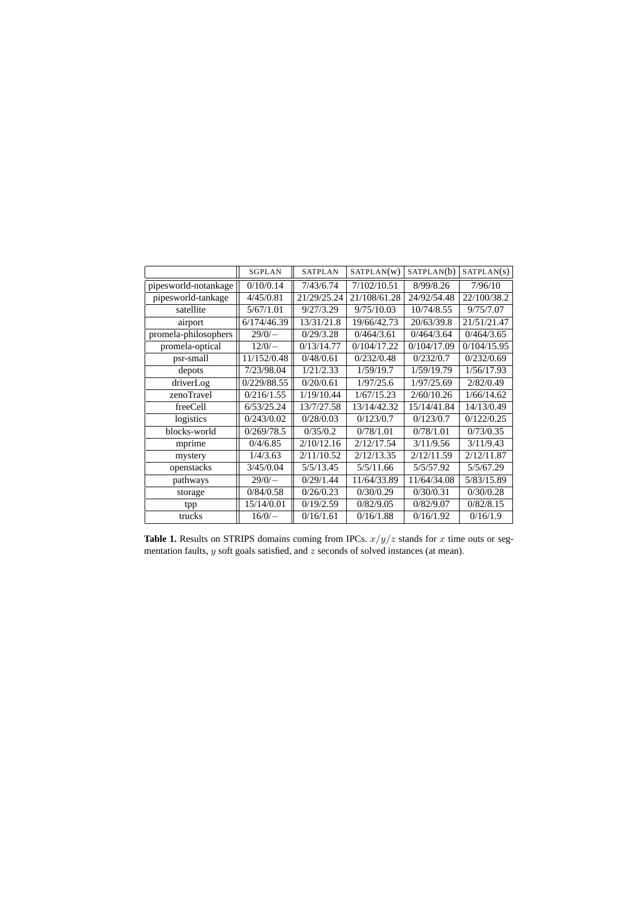| | SGPLAN | SATPLAN | SATPLAN(w) | SATPLAN(b) | SATPLAN(s) |
|---|---|---|---|---|---|
| pipesworld-notankage | 0/10/0.14 | 7/43/6.74 | 7/102/10.51 | 8/99/8.26 | 7/96/10 |
| pipesworld-tankage | 4/45/0.81 | 21/29/25.24 | 21/108/61.28 | 24/92/54.48 | 22/100/38.2 |
| satellite | 5/67/1.01 | 9/27/3.29 | 9/75/10.03 | 10/74/8.55 | 9/75/7.07 |
| airport | 6/174/46.39 | 13/31/21.8 | 19/66/42.73 | 20/63/39.8 | 21/51/21.47 |
| promela-philosophers | 29/0/– | 0/29/3.28 | 0/464/3.61 | 0/464/3.64 | 0/464/3.65 |
| promela-optical | 12/0/– | 0/13/14.77 | 0/104/17.22 | 0/104/17.09 | 0/104/15.95 |
| psr-small | 11/152/0.48 | 0/48/0.61 | 0/232/0.48 | 0/232/0.7 | 0/232/0.69 |
| depots | 7/23/98.04 | 1/21/2.33 | 1/59/19.7 | 1/59/19.79 | 1/56/17.93 |
| driverLog | 0/229/88.55 | 0/20/0.61 | 1/97/25.6 | 1/97/25.69 | 2/82/0.49 |
| zenoTravel | 0/216/1.55 | 1/19/10.44 | 1/67/15.23 | 2/60/10.26 | 1/66/14.62 |
| freeCell | 6/53/25.24 | 13/7/27.58 | 13/14/42.32 | 15/14/41.84 | 14/13/0.49 |
| logistics | 0/243/0.02 | 0/28/0.03 | 0/123/0.7 | 0/123/0.7 | 0/122/0.25 |
| blocks-world | 0/269/78.5 | 0/35/0.2 | 0/78/1.01 | 0/78/1.01 | 0/73/0.35 |
| mprime | 0/4/6.85 | 2/10/12.16 | 2/12/17.54 | 3/11/9.56 | 3/11/9.43 |
| mystery | 1/4/3.63 | 2/11/10.52 | 2/12/13.35 | 2/12/11.59 | 2/12/11.87 |
| openstacks | 3/45/0.04 | 5/5/13.45 | 5/5/11.66 | 5/5/57.92 | 5/5/67.29 |
| pathways | 29/0/– | 0/29/1.44 | 11/64/33.89 | 11/64/34.08 | 5/83/15.89 |
| storage | 0/84/0.58 | 0/26/0.23 | 0/30/0.29 | 0/30/0.31 | 0/30/0.28 |
| tpp | 15/14/0.01 | 0/19/2.59 | 0/82/9.05 | 0/82/9.07 | 0/82/8.15 |
| trucks | 16/0/– | 0/16/1.61 | 0/16/1.88 | 0/16/1.92 | 0/16/1.9 |

**Table 1.** Results on STRIPS domains coming from IPCs. $x/y/z$ stands for $x$ time outs or segmentation faults, $y$ soft goals satisfied, and $z$ seconds of solved instances (at mean).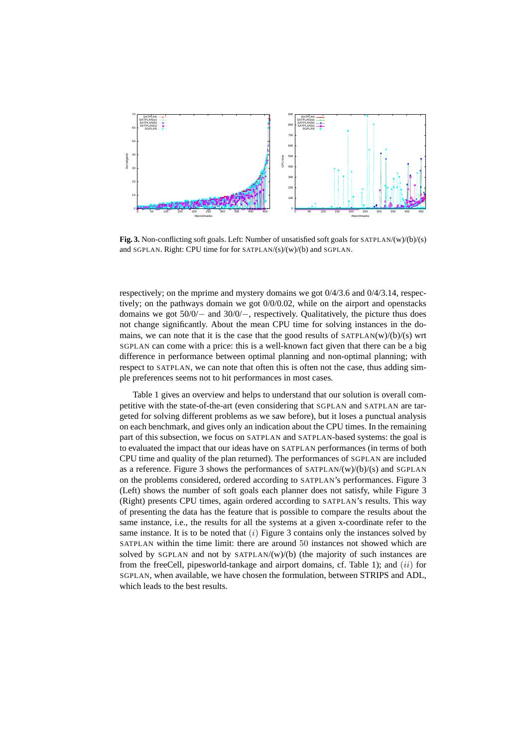**Fig. 3.** Non-conflicting soft goals. Left: Number of unsatisfied soft goals for SATPLAN/(w)/(b)/(s) and SGPLAN. Right: CPU time for for SATPLAN/(s)/(w)/(b) and SGPLAN.

respectively; on the mprime and mystery domains we got 0/4/3.6 and 0/4/3.14, respectively; on the pathways domain we got 0/0/0.02, while on the airport and openstacks domains we got 50/0/$-$ and 30/0/$-$, respectively. Qualitatively, the picture thus does not change significantly. About the mean CPU time for solving instances in the domains, we can note that it is the case that the good results of SATPLAN(w)/(b)/(s) wrt SGPLAN can come with a price: this is a well-known fact given that there can be a big difference in performance between optimal planning and non-optimal planning; with respect to SATPLAN, we can note that often this is often not the case, thus adding simple preferences seems not to hit performances in most cases.

Table 1 gives an overview and helps to understand that our solution is overall competitive with the state-of-the-art (even considering that SGPLAN and SATPLAN are targeted for solving different problems as we saw before), but it loses a punctual analysis on each benchmark, and gives only an indication about the CPU times. In the remaining part of this subsection, we focus on SATPLAN and SATPLAN-based systems: the goal is to evaluated the impact that our ideas have on SATPLAN performances (in terms of both CPU time and quality of the plan returned). The performances of SGPLAN are included as a reference. Figure 3 shows the performances of SATPLAN/(w)/(b)/(s) and SGPLAN on the problems considered, ordered according to SATPLAN's performances. Figure 3 (Left) shows the number of soft goals each planner does not satisfy, while Figure 3 (Right) presents CPU times, again ordered according to SATPLAN's results. This way of presenting the data has the feature that is possible to compare the results about the same instance, i.e., the results for all the systems at a given x-coordinate refer to the same instance. It is to be noted that $(i)$ Figure 3 contains only the instances solved by SATPLAN within the time limit: there are around $50$ instances not showed which are solved by SGPLAN and not by SATPLAN/(w)/(b) (the majority of such instances are from the freeCell, pipesworld-tankage and airport domains, cf. Table 1); and $(ii)$ for SGPLAN, when available, we have chosen the formulation, between STRIPS and ADL, which leads to the best results.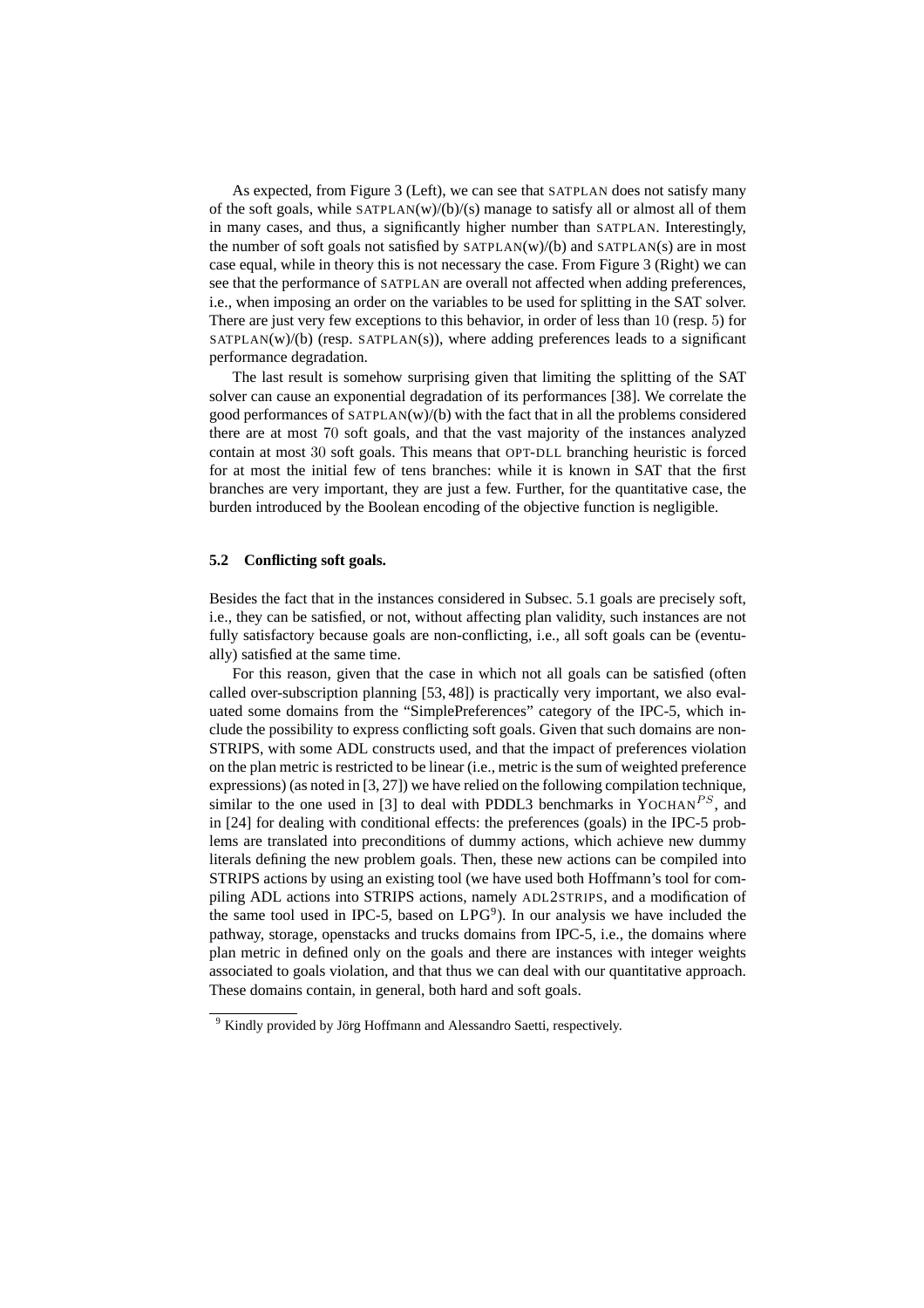As expected, from Figure 3 (Left), we can see that SATPLAN does not satisfy many of the soft goals, while SATPLAN(w)/(b)/(s) manage to satisfy all or almost all of them in many cases, and thus, a significantly higher number than SATPLAN. Interestingly, the number of soft goals not satisfied by SATPLAN(w)/(b) and SATPLAN(s) are in most case equal, while in theory this is not necessary the case. From Figure 3 (Right) we can see that the performance of SATPLAN are overall not affected when adding preferences, i.e., when imposing an order on the variables to be used for splitting in the SAT solver. There are just very few exceptions to this behavior, in order of less than 10 (resp. 5) for SATPLAN(w)/(b) (resp. SATPLAN(s)), where adding preferences leads to a significant performance degradation.

The last result is somehow surprising given that limiting the splitting of the SAT solver can cause an exponential degradation of its performances [38]. We correlate the good performances of SATPLAN(w)/(b) with the fact that in all the problems considered there are at most 70 soft goals, and that the vast majority of the instances analyzed contain at most 30 soft goals. This means that OPT-DLL branching heuristic is forced for at most the initial few of tens branches: while it is known in SAT that the first branches are very important, they are just a few. Further, for the quantitative case, the burden introduced by the Boolean encoding of the objective function is negligible.

### 5.2 Conflicting soft goals.

Besides the fact that in the instances considered in Subsec. 5.1 goals are precisely soft, i.e., they can be satisfied, or not, without affecting plan validity, such instances are not fully satisfactory because goals are non-conflicting, i.e., all soft goals can be (eventually) satisfied at the same time.

For this reason, given that the case in which not all goals can be satisfied (often called over-subscription planning [53, 48]) is practically very important, we also evaluated some domains from the "SimplePreferences" category of the IPC-5, which include the possibility to express conflicting soft goals. Given that such domains are non-STRIPS, with some ADL constructs used, and that the impact of preferences violation on the plan metric is restricted to be linear (i.e., metric is the sum of weighted preference expressions) (as noted in [3, 27]) we have relied on the following compilation technique, similar to the one used in [3] to deal with PDDL3 benchmarks in YOCHAN$^{PS}$, and in [24] for dealing with conditional effects: the preferences (goals) in the IPC-5 problems are translated into preconditions of dummy actions, which achieve new dummy literals defining the new problem goals. Then, these new actions can be compiled into STRIPS actions by using an existing tool (we have used both Hoffmann's tool for compiling ADL actions into STRIPS actions, namely ADL2STRIPS, and a modification of the same tool used in IPC-5, based on LPG[9]). In our analysis we have included the pathway, storage, openstacks and trucks domains from IPC-5, i.e., the domains where plan metric in defined only on the goals and there are instances with integer weights associated to goals violation, and that thus we can deal with our quantitative approach. These domains contain, in general, both hard and soft goals.

[9] Kindly provided by Jörg Hoffmann and Alessandro Saetti, respectively.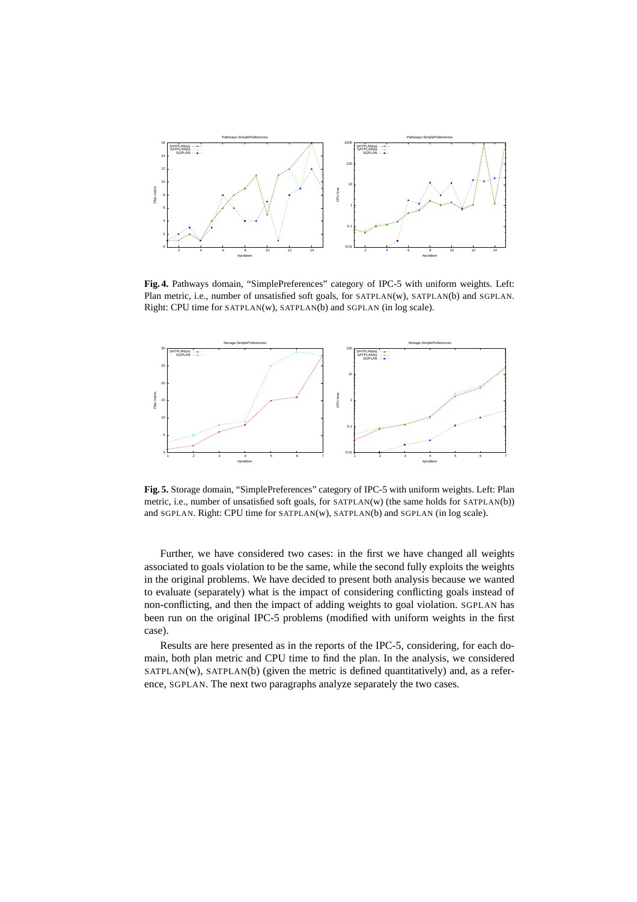**Fig. 4.** Pathways domain, "SimplePreferences" category of IPC-5 with uniform weights. Left: Plan metric, i.e., number of unsatisfied soft goals, for SATPLAN(w), SATPLAN(b) and SGPLAN. Right: CPU time for SATPLAN(w), SATPLAN(b) and SGPLAN (in log scale).

**Fig. 5.** Storage domain, "SimplePreferences" category of IPC-5 with uniform weights. Left: Plan metric, i.e., number of unsatisfied soft goals, for SATPLAN(w) (the same holds for SATPLAN(b)) and SGPLAN. Right: CPU time for SATPLAN(w), SATPLAN(b) and SGPLAN (in log scale).

Further, we have considered two cases: in the first we have changed all weights associated to goals violation to be the same, while the second fully exploits the weights in the original problems. We have decided to present both analysis because we wanted to evaluate (separately) what is the impact of considering conflicting goals instead of non-conflicting, and then the impact of adding weights to goal violation. SGPLAN has been run on the original IPC-5 problems (modified with uniform weights in the first case).

Results are here presented as in the reports of the IPC-5, considering, for each domain, both plan metric and CPU time to find the plan. In the analysis, we considered SATPLAN(w), SATPLAN(b) (given the metric is defined quantitatively) and, as a reference, SGPLAN. The next two paragraphs analyze separately the two cases.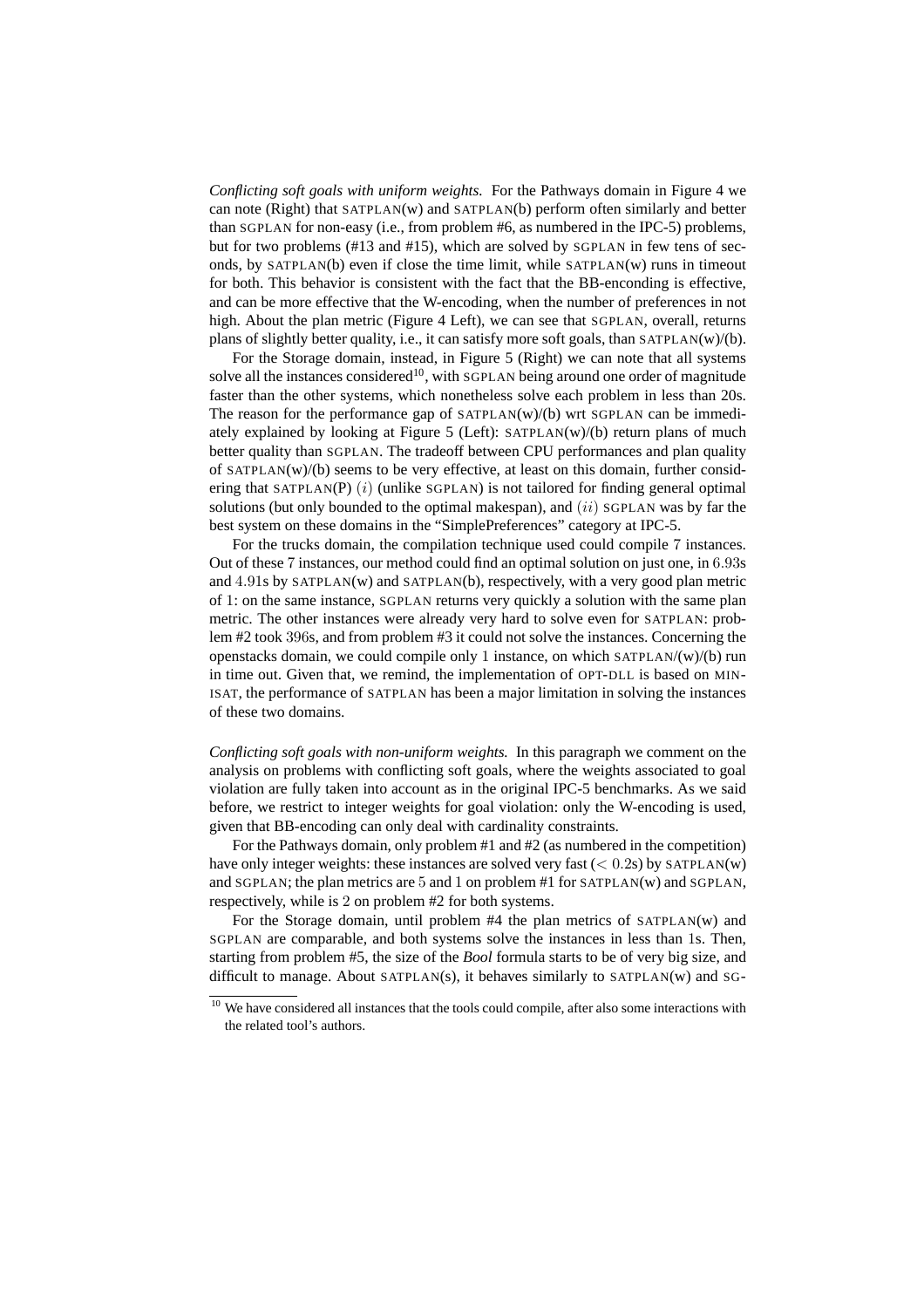*Conflicting soft goals with uniform weights.* For the Pathways domain in Figure 4 we can note (Right) that SATPLAN(w) and SATPLAN(b) perform often similarly and better than SGPLAN for non-easy (i.e., from problem #6, as numbered in the IPC-5) problems, but for two problems (#13 and #15), which are solved by SGPLAN in few tens of seconds, by SATPLAN(b) even if close the time limit, while SATPLAN(w) runs in timeout for both. This behavior is consistent with the fact that the BB-enconding is effective, and can be more effective that the W-encoding, when the number of preferences in not high. About the plan metric (Figure 4 Left), we can see that SGPLAN, overall, returns plans of slightly better quality, i.e., it can satisfy more soft goals, than SATPLAN(w)/(b).

For the Storage domain, instead, in Figure 5 (Right) we can note that all systems solve all the instances considered[10], with SGPLAN being around one order of magnitude faster than the other systems, which nonetheless solve each problem in less than 20s. The reason for the performance gap of SATPLAN(w)/(b) wrt SGPLAN can be immediately explained by looking at Figure 5 (Left): SATPLAN(w)/(b) return plans of much better quality than SGPLAN. The tradeoff between CPU performances and plan quality of SATPLAN(w)/(b) seems to be very effective, at least on this domain, further considering that SATPLAN(P) $(i)$ (unlike SGPLAN) is not tailored for finding general optimal solutions (but only bounded to the optimal makespan), and $(ii)$ SGPLAN was by far the best system on these domains in the "SimplePreferences" category at IPC-5.

For the trucks domain, the compilation technique used could compile 7 instances. Out of these 7 instances, our method could find an optimal solution on just one, in $6.93$s and $4.91$s by SATPLAN(w) and SATPLAN(b), respectively, with a very good plan metric of 1: on the same instance, SGPLAN returns very quickly a solution with the same plan metric. The other instances were already very hard to solve even for SATPLAN: problem #2 took $396$s, and from problem #3 it could not solve the instances. Concerning the openstacks domain, we could compile only 1 instance, on which SATPLAN/(w)/(b) run in time out. Given that, we remind, the implementation of OPT-DLL is based on MINISAT, the performance of SATPLAN has been a major limitation in solving the instances of these two domains.

*Conflicting soft goals with non-uniform weights.* In this paragraph we comment on the analysis on problems with conflicting soft goals, where the weights associated to goal violation are fully taken into account as in the original IPC-5 benchmarks. As we said before, we restrict to integer weights for goal violation: only the W-encoding is used, given that BB-encoding can only deal with cardinality constraints.

For the Pathways domain, only problem #1 and #2 (as numbered in the competition) have only integer weights: these instances are solved very fast ($< 0.2$s) by SATPLAN(w) and SGPLAN; the plan metrics are $5$ and $1$ on problem #1 for SATPLAN(w) and SGPLAN, respectively, while is $2$ on problem #2 for both systems.

For the Storage domain, until problem #4 the plan metrics of SATPLAN(w) and SGPLAN are comparable, and both systems solve the instances in less than 1s. Then, starting from problem #5, the size of the *Bool* formula starts to be of very big size, and difficult to manage. About SATPLAN(s), it behaves similarly to SATPLAN(w) and SG-

[10] We have considered all instances that the tools could compile, after also some interactions with the related tool's authors.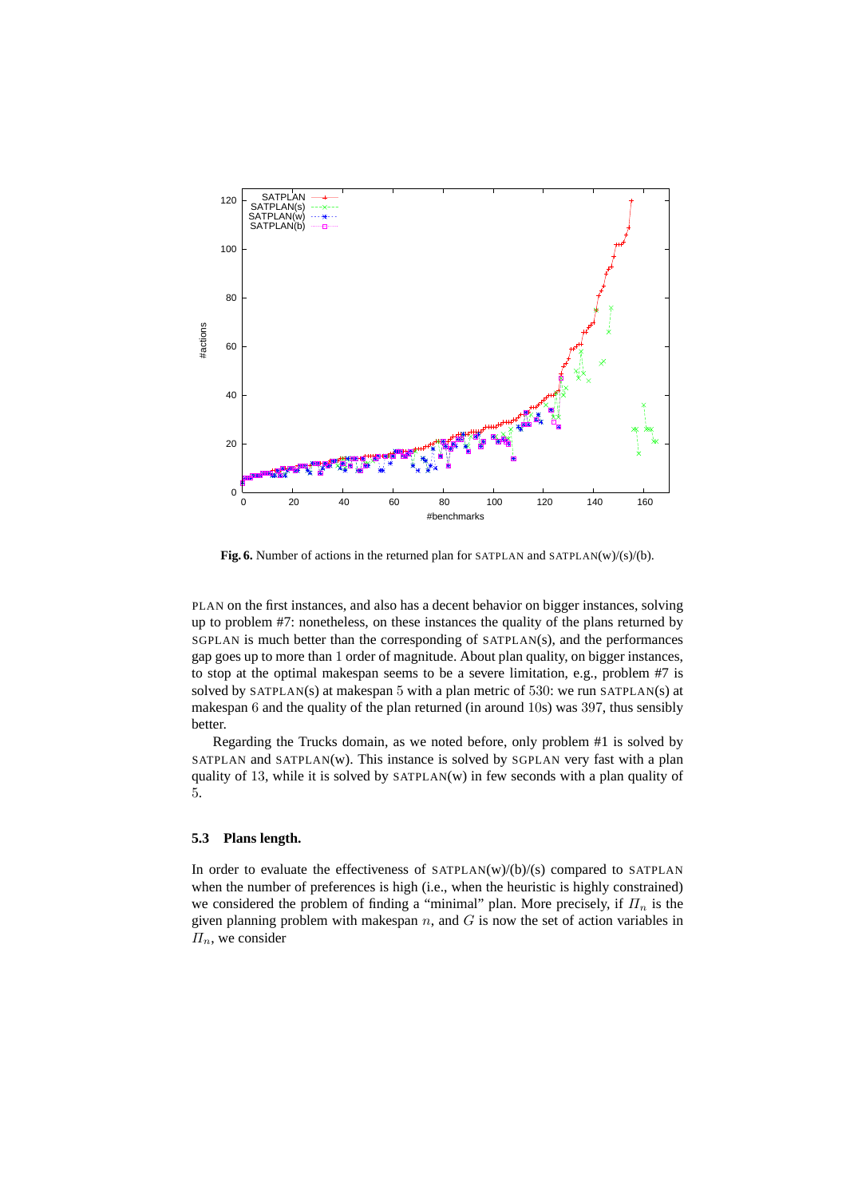**Fig. 6.** Number of actions in the returned plan for SATPLAN and SATPLAN(w)/(s)/(b).

PLAN on the first instances, and also has a decent behavior on bigger instances, solving up to problem #7: nonetheless, on these instances the quality of the plans returned by SGPLAN is much better than the corresponding of SATPLAN(s), and the performances gap goes up to more than 1 order of magnitude. About plan quality, on bigger instances, to stop at the optimal makespan seems to be a severe limitation, e.g., problem #7 is solved by SATPLAN(s) at makespan 5 with a plan metric of 530: we run SATPLAN(s) at makespan 6 and the quality of the plan returned (in around 10s) was 397, thus sensibly better.

Regarding the Trucks domain, as we noted before, only problem #1 is solved by SATPLAN and SATPLAN(w). This instance is solved by SGPLAN very fast with a plan quality of 13, while it is solved by SATPLAN(w) in few seconds with a plan quality of 5.

### 5.3 Plans length.

In order to evaluate the effectiveness of SATPLAN(w)/(b)/(s) compared to SATPLAN when the number of preferences is high (i.e., when the heuristic is highly constrained) we considered the problem of finding a "minimal" plan. More precisely, if $\Pi_n$ is the given planning problem with makespan $n$, and $G$ is now the set of action variables in $\Pi_n$, we consider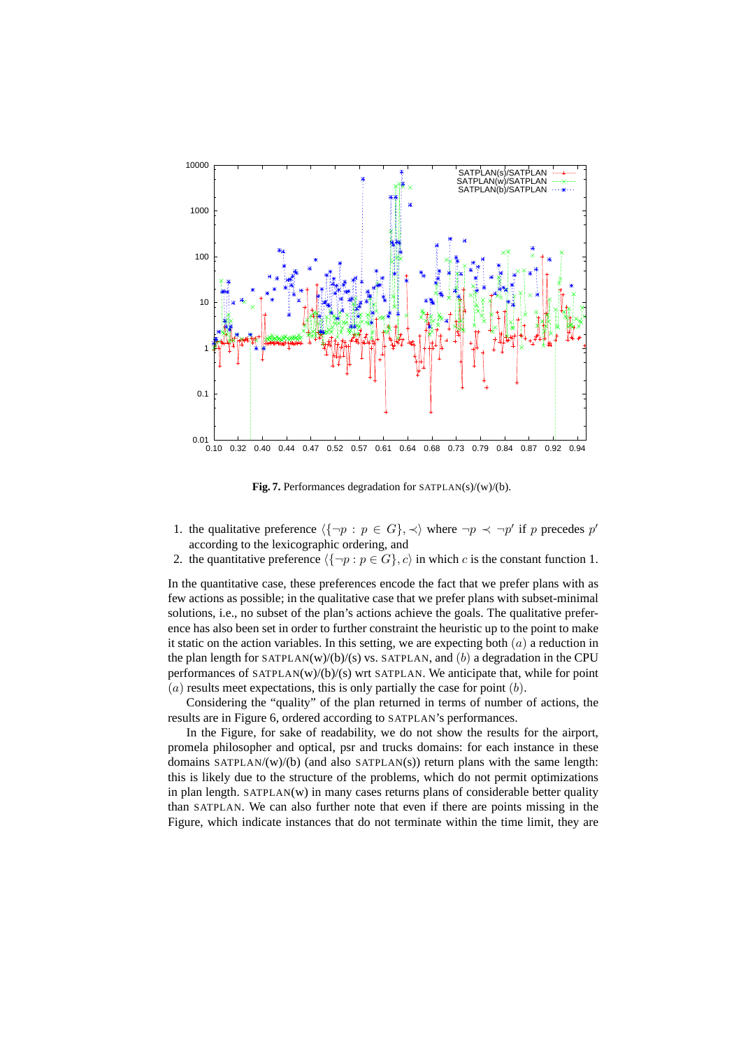**Fig. 7.** Performances degradation for SATPLAN(s)/(w)/(b).

1. the qualitative preference $\langle\{\neg p : p \in G\}, \prec\rangle$ where $\neg p \prec \neg p'$ if $p$ precedes $p'$ according to the lexicographic ordering, and
2. the quantitative preference $\langle\{\neg p : p \in G\}, c\rangle$ in which $c$ is the constant function 1.

In the quantitative case, these preferences encode the fact that we prefer plans with as few actions as possible; in the qualitative case that we prefer plans with subset-minimal solutions, i.e., no subset of the plan's actions achieve the goals. The qualitative preference has also been set in order to further constraint the heuristic up to the point to make it static on the action variables. In this setting, we are expecting both $(a)$ a reduction in the plan length for SATPLAN(w)/(b)/(s) vs. SATPLAN, and $(b)$ a degradation in the CPU performances of SATPLAN(w)/(b)/(s) wrt SATPLAN. We anticipate that, while for point $(a)$ results meet expectations, this is only partially the case for point $(b)$.

Considering the "quality" of the plan returned in terms of number of actions, the results are in Figure 6, ordered according to SATPLAN's performances.

In the Figure, for sake of readability, we do not show the results for the airport, promela philosopher and optical, psr and trucks domains: for each instance in these domains SATPLAN/(w)/(b) (and also SATPLAN(s)) return plans with the same length: this is likely due to the structure of the problems, which do not permit optimizations in plan length. SATPLAN(w) in many cases returns plans of considerable better quality than SATPLAN. We can also further note that even if there are points missing in the Figure, which indicate instances that do not terminate within the time limit, they are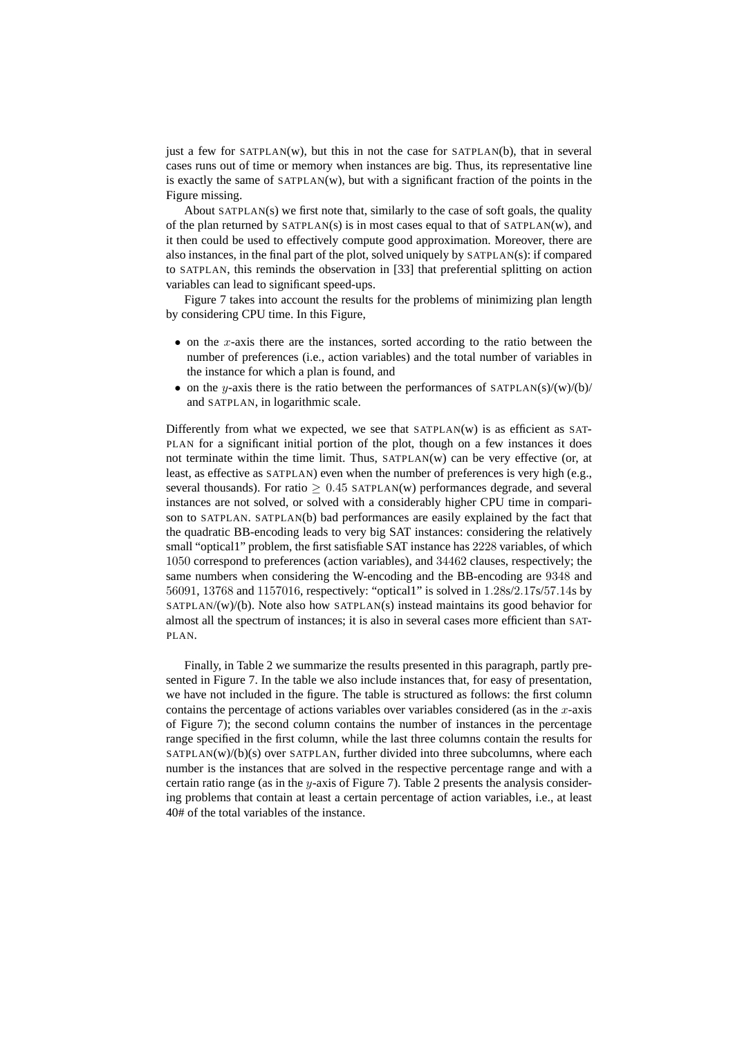just a few for SATPLAN(w), but this in not the case for SATPLAN(b), that in several cases runs out of time or memory when instances are big. Thus, its representative line is exactly the same of SATPLAN(w), but with a significant fraction of the points in the Figure missing.

About SATPLAN(s) we first note that, similarly to the case of soft goals, the quality of the plan returned by SATPLAN(s) is in most cases equal to that of SATPLAN(w), and it then could be used to effectively compute good approximation. Moreover, there are also instances, in the final part of the plot, solved uniquely by SATPLAN(s): if compared to SATPLAN, this reminds the observation in [33] that preferential splitting on action variables can lead to significant speed-ups.

Figure 7 takes into account the results for the problems of minimizing plan length by considering CPU time. In this Figure,

- on the $x$-axis there are the instances, sorted according to the ratio between the number of preferences (i.e., action variables) and the total number of variables in the instance for which a plan is found, and
- on the $y$-axis there is the ratio between the performances of SATPLAN(s)/(w)/(b)/ and SATPLAN, in logarithmic scale.

Differently from what we expected, we see that SATPLAN(w) is as efficient as SATPLAN for a significant initial portion of the plot, though on a few instances it does not terminate within the time limit. Thus, SATPLAN(w) can be very effective (or, at least, as effective as SATPLAN) even when the number of preferences is very high (e.g., several thousands). For ratio $\geq 0.45$ SATPLAN(w) performances degrade, and several instances are not solved, or solved with a considerably higher CPU time in comparison to SATPLAN. SATPLAN(b) bad performances are easily explained by the fact that the quadratic BB-encoding leads to very big SAT instances: considering the relatively small "optical1" problem, the first satisfiable SAT instance has $2228$ variables, of which $1050$ correspond to preferences (action variables), and $34462$ clauses, respectively; the same numbers when considering the W-encoding and the BB-encoding are $9348$ and $56091$, $13768$ and $1157016$, respectively: "optical1" is solved in $1.28$s/$2.17$s/$57.14$s by SATPLAN/(w)/(b). Note also how SATPLAN(s) instead maintains its good behavior for almost all the spectrum of instances; it is also in several cases more efficient than SATPLAN.

Finally, in Table 2 we summarize the results presented in this paragraph, partly presented in Figure 7. In the table we also include instances that, for easy of presentation, we have not included in the figure. The table is structured as follows: the first column contains the percentage of actions variables over variables considered (as in the $x$-axis of Figure 7); the second column contains the number of instances in the percentage range specified in the first column, while the last three columns contain the results for SATPLAN(w)/(b)(s) over SATPLAN, further divided into three subcolumns, where each number is the instances that are solved in the respective percentage range and with a certain ratio range (as in the $y$-axis of Figure 7). Table 2 presents the analysis considering problems that contain at least a certain percentage of action variables, i.e., at least 40# of the total variables of the instance.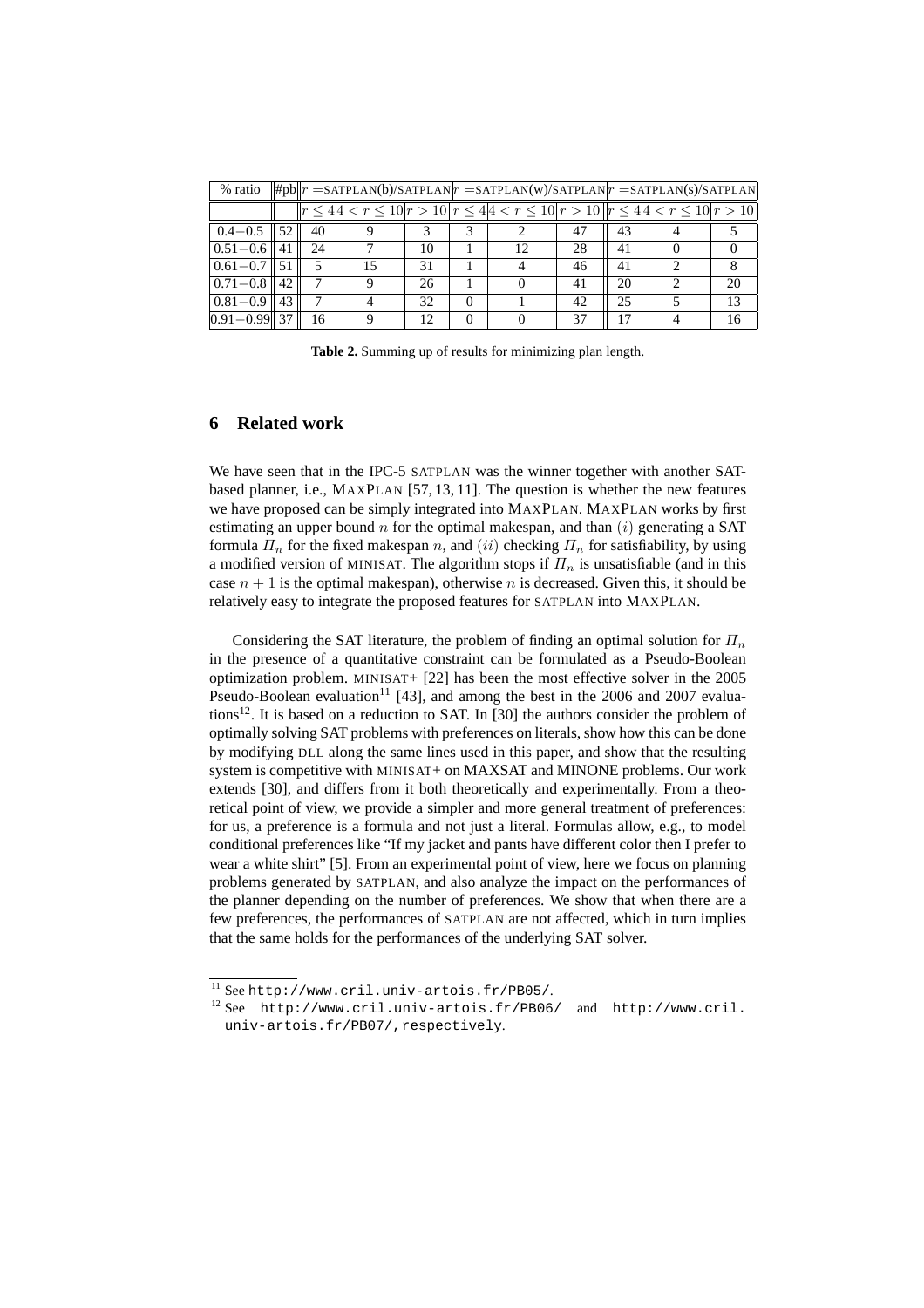| % ratio | #pb | $r$ =SATPLAN(b)/SATPLAN | | | $r$ =SATPLAN(w)/SATPLAN | | | $r$ =SATPLAN(s)/SATPLAN | | |
|---|---|---|---|---|---|---|---|---|---|---|
| | | $r \leq 4$ | $4 < r \leq 10$ | $r > 10$ | $r \leq 4$ | $4 < r \leq 10$ | $r > 10$ | $r \leq 4$ | $4 < r \leq 10$ | $r > 10$ |
| $0.4-0.5$ | 52 | 40 | 9 | 3 | 3 | 2 | 47 | 43 | 4 | 5 |
| $0.51-0.6$ | 41 | 24 | 7 | 10 | 1 | 12 | 28 | 41 | 0 | 0 |
| $0.61-0.7$ | 51 | 5 | 15 | 31 | 1 | 4 | 46 | 41 | 2 | 8 |
| $0.71-0.8$ | 42 | 7 | 9 | 26 | 1 | 0 | 41 | 20 | 2 | 20 |
| $0.81-0.9$ | 43 | 7 | 4 | 32 | 0 | 1 | 42 | 25 | 5 | 13 |
| $0.91-0.99$ | 37 | 16 | 9 | 12 | 0 | 0 | 37 | 17 | 4 | 16 |

**Table 2.** Summing up of results for minimizing plan length.

## 6 Related work

We have seen that in the IPC-5 SATPLAN was the winner together with another SAT-based planner, i.e., MAXPLAN [57, 13, 11]. The question is whether the new features we have proposed can be simply integrated into MAXPLAN. MAXPLAN works by first estimating an upper bound $n$ for the optimal makespan, and than $(i)$ generating a SAT formula $\Pi_n$ for the fixed makespan $n$, and $(ii)$ checking $\Pi_n$ for satisfiability, by using a modified version of MINISAT. The algorithm stops if $\Pi_n$ is unsatisfiable (and in this case $n + 1$ is the optimal makespan), otherwise $n$ is decreased. Given this, it should be relatively easy to integrate the proposed features for SATPLAN into MAXPLAN.

Considering the SAT literature, the problem of finding an optimal solution for $\Pi_n$ in the presence of a quantitative constraint can be formulated as a Pseudo-Boolean optimization problem. MINISAT+ [22] has been the most effective solver in the 2005 Pseudo-Boolean evaluation[11] [43], and among the best in the 2006 and 2007 evaluations[12]. It is based on a reduction to SAT. In [30] the authors consider the problem of optimally solving SAT problems with preferences on literals, show how this can be done by modifying DLL along the same lines used in this paper, and show that the resulting system is competitive with MINISAT+ on MAXSAT and MINONE problems. Our work extends [30], and differs from it both theoretically and experimentally. From a theoretical point of view, we provide a simpler and more general treatment of preferences: for us, a preference is a formula and not just a literal. Formulas allow, e.g., to model conditional preferences like "If my jacket and pants have different color then I prefer to wear a white shirt" [5]. From an experimental point of view, here we focus on planning problems generated by SATPLAN, and also analyze the impact on the performances of the planner depending on the number of preferences. We show that when there are a few preferences, the performances of SATPLAN are not affected, which in turn implies that the same holds for the performances of the underlying SAT solver.

[11] See http://www.cril.univ-artois.fr/PB05/.

[12] See http://www.cril.univ-artois.fr/PB06/ and http://www.cril.univ-artois.fr/PB07/, respectively.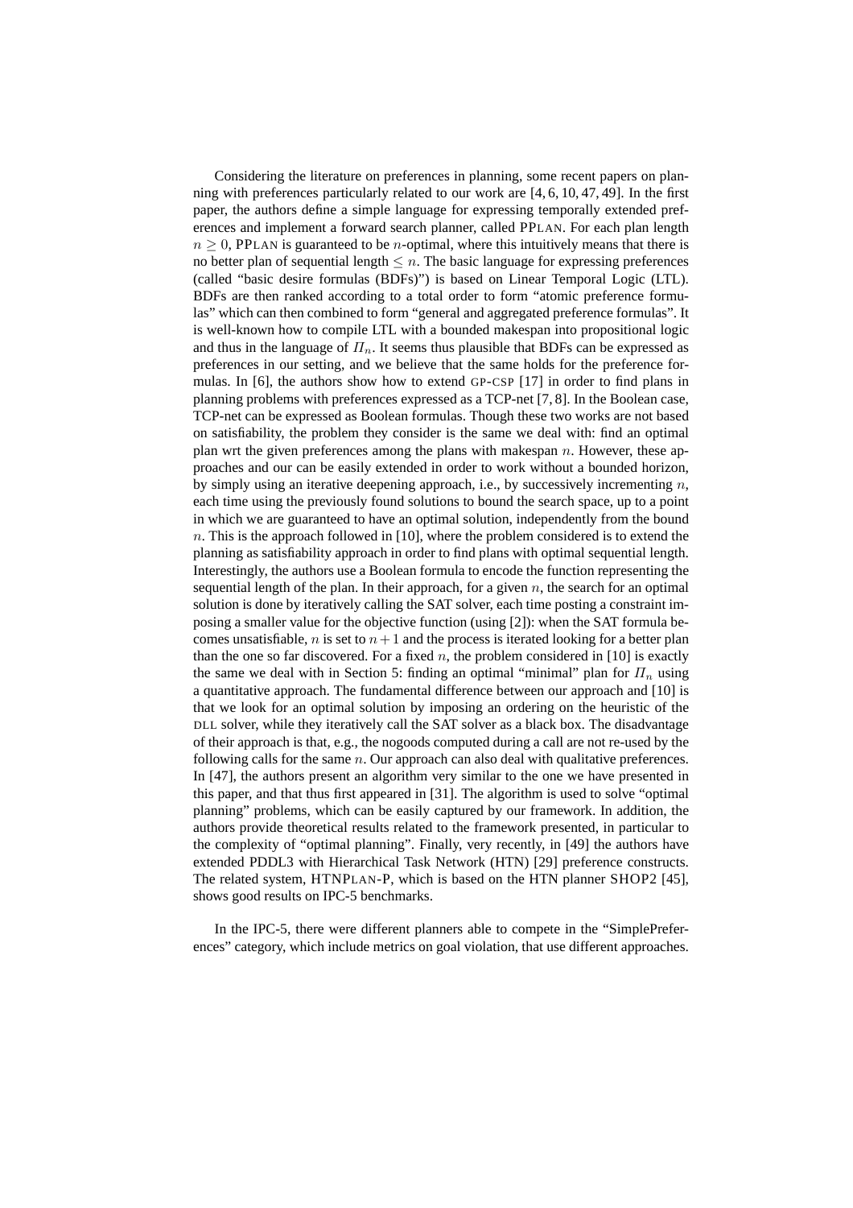Considering the literature on preferences in planning, some recent papers on planning with preferences particularly related to our work are [4, 6, 10, 47, 49]. In the first paper, the authors define a simple language for expressing temporally extended preferences and implement a forward search planner, called PPLAN. For each plan length $n \geq 0$, PPLAN is guaranteed to be $n$-optimal, where this intuitively means that there is no better plan of sequential length $\leq n$. The basic language for expressing preferences (called "basic desire formulas (BDFs)") is based on Linear Temporal Logic (LTL). BDFs are then ranked according to a total order to form "atomic preference formulas" which can then combined to form "general and aggregated preference formulas". It is well-known how to compile LTL with a bounded makespan into propositional logic and thus in the language of $\Pi_n$. It seems thus plausible that BDFs can be expressed as preferences in our setting, and we believe that the same holds for the preference formulas. In [6], the authors show how to extend GP-CSP [17] in order to find plans in planning problems with preferences expressed as a TCP-net [7, 8]. In the Boolean case, TCP-net can be expressed as Boolean formulas. Though these two works are not based on satisfiability, the problem they consider is the same we deal with: find an optimal plan wrt the given preferences among the plans with makespan $n$. However, these approaches and our can be easily extended in order to work without a bounded horizon, by simply using an iterative deepening approach, i.e., by successively incrementing $n$, each time using the previously found solutions to bound the search space, up to a point in which we are guaranteed to have an optimal solution, independently from the bound $n$. This is the approach followed in [10], where the problem considered is to extend the planning as satisfiability approach in order to find plans with optimal sequential length. Interestingly, the authors use a Boolean formula to encode the function representing the sequential length of the plan. In their approach, for a given $n$, the search for an optimal solution is done by iteratively calling the SAT solver, each time posting a constraint imposing a smaller value for the objective function (using [2]): when the SAT formula becomes unsatisfiable, $n$ is set to $n+1$ and the process is iterated looking for a better plan than the one so far discovered. For a fixed $n$, the problem considered in [10] is exactly the same we deal with in Section 5: finding an optimal "minimal" plan for $\Pi_n$ using a quantitative approach. The fundamental difference between our approach and [10] is that we look for an optimal solution by imposing an ordering on the heuristic of the DLL solver, while they iteratively call the SAT solver as a black box. The disadvantage of their approach is that, e.g., the nogoods computed during a call are not re-used by the following calls for the same $n$. Our approach can also deal with qualitative preferences. In [47], the authors present an algorithm very similar to the one we have presented in this paper, and that thus first appeared in [31]. The algorithm is used to solve "optimal planning" problems, which can be easily captured by our framework. In addition, the authors provide theoretical results related to the framework presented, in particular to the complexity of "optimal planning". Finally, very recently, in [49] the authors have extended PDDL3 with Hierarchical Task Network (HTN) [29] preference constructs. The related system, HTNPLAN-P, which is based on the HTN planner SHOP2 [45], shows good results on IPC-5 benchmarks.

In the IPC-5, there were different planners able to compete in the "SimplePreferences" category, which include metrics on goal violation, that use different approaches.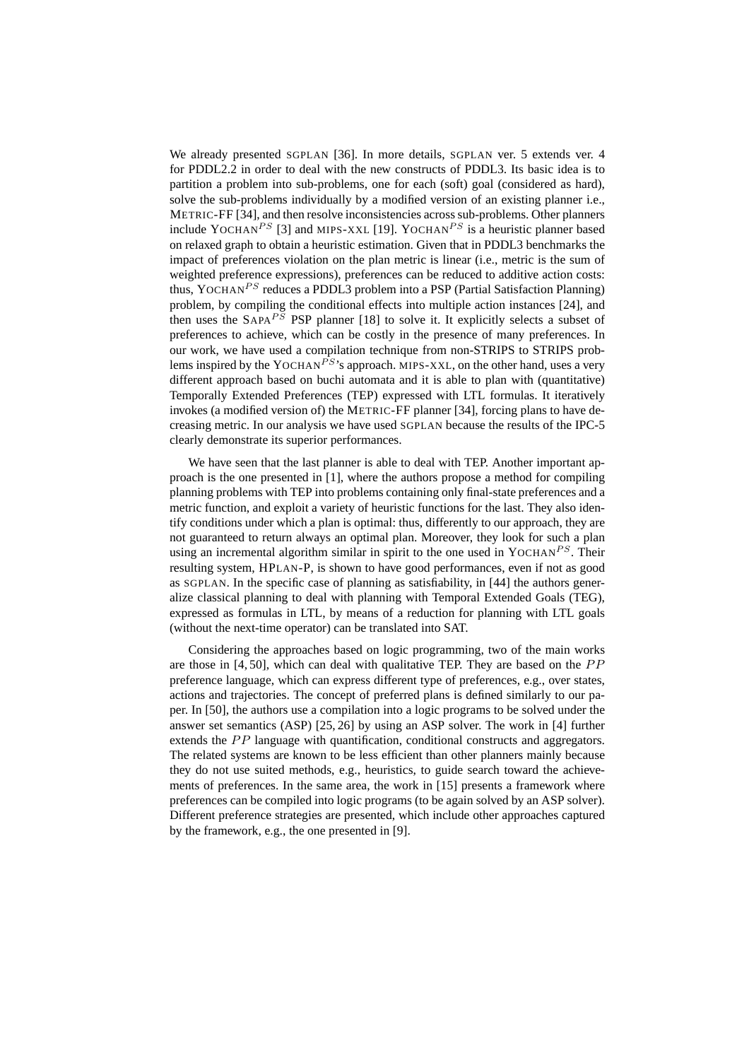We already presented SGPLAN [36]. In more details, SGPLAN ver. 5 extends ver. 4 for PDDL2.2 in order to deal with the new constructs of PDDL3. Its basic idea is to partition a problem into sub-problems, one for each (soft) goal (considered as hard), solve the sub-problems individually by a modified version of an existing planner i.e., METRIC-FF [34], and then resolve inconsistencies across sub-problems. Other planners include YOCHAN$^{PS}$ [3] and MIPS-XXL [19]. YOCHAN$^{PS}$ is a heuristic planner based on relaxed graph to obtain a heuristic estimation. Given that in PDDL3 benchmarks the impact of preferences violation on the plan metric is linear (i.e., metric is the sum of weighted preference expressions), preferences can be reduced to additive action costs: thus, YOCHAN$^{PS}$ reduces a PDDL3 problem into a PSP (Partial Satisfaction Planning) problem, by compiling the conditional effects into multiple action instances [24], and then uses the SAPA$^{PS}$ PSP planner [18] to solve it. It explicitly selects a subset of preferences to achieve, which can be costly in the presence of many preferences. In our work, we have used a compilation technique from non-STRIPS to STRIPS problems inspired by the YOCHAN$^{PS}$'s approach. MIPS-XXL, on the other hand, uses a very different approach based on buchi automata and it is able to plan with (quantitative) Temporally Extended Preferences (TEP) expressed with LTL formulas. It iteratively invokes (a modified version of) the METRIC-FF planner [34], forcing plans to have decreasing metric. In our analysis we have used SGPLAN because the results of the IPC-5 clearly demonstrate its superior performances.

We have seen that the last planner is able to deal with TEP. Another important approach is the one presented in [1], where the authors propose a method for compiling planning problems with TEP into problems containing only final-state preferences and a metric function, and exploit a variety of heuristic functions for the last. They also identify conditions under which a plan is optimal: thus, differently to our approach, they are not guaranteed to return always an optimal plan. Moreover, they look for such a plan using an incremental algorithm similar in spirit to the one used in YOCHAN$^{PS}$. Their resulting system, HPLAN-P, is shown to have good performances, even if not as good as SGPLAN. In the specific case of planning as satisfiability, in [44] the authors generalize classical planning to deal with planning with Temporal Extended Goals (TEG), expressed as formulas in LTL, by means of a reduction for planning with LTL goals (without the next-time operator) can be translated into SAT.

Considering the approaches based on logic programming, two of the main works are those in [4, 50], which can deal with qualitative TEP. They are based on the $PP$ preference language, which can express different type of preferences, e.g., over states, actions and trajectories. The concept of preferred plans is defined similarly to our paper. In [50], the authors use a compilation into a logic programs to be solved under the answer set semantics (ASP) [25, 26] by using an ASP solver. The work in [4] further extends the $PP$ language with quantification, conditional constructs and aggregators. The related systems are known to be less efficient than other planners mainly because they do not use suited methods, e.g., heuristics, to guide search toward the achievements of preferences. In the same area, the work in [15] presents a framework where preferences can be compiled into logic programs (to be again solved by an ASP solver). Different preference strategies are presented, which include other approaches captured by the framework, e.g., the one presented in [9].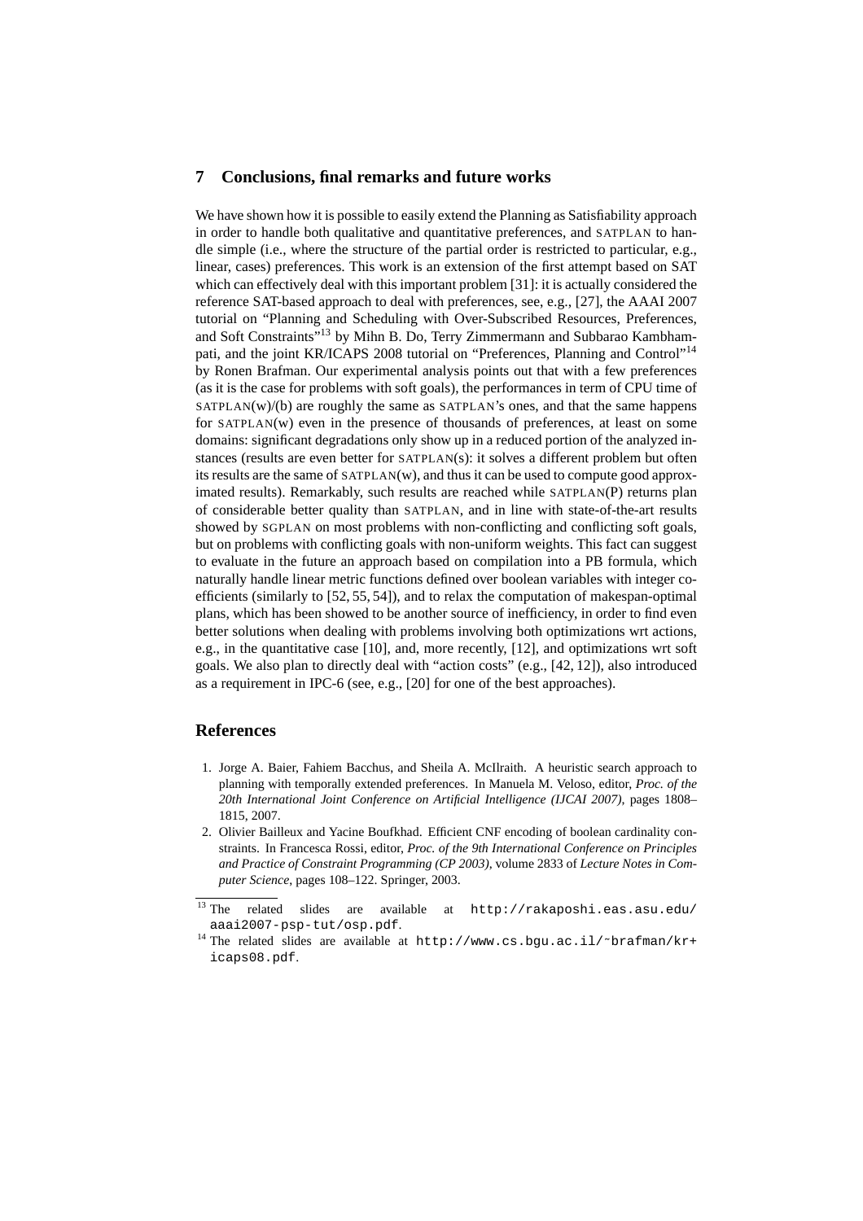## 7 Conclusions, final remarks and future works

We have shown how it is possible to easily extend the Planning as Satisfiability approach in order to handle both qualitative and quantitative preferences, and SATPLAN to handle simple (i.e., where the structure of the partial order is restricted to particular, e.g., linear, cases) preferences. This work is an extension of the first attempt based on SAT which can effectively deal with this important problem [31]: it is actually considered the reference SAT-based approach to deal with preferences, see, e.g., [27], the AAAI 2007 tutorial on "Planning and Scheduling with Over-Subscribed Resources, Preferences, and Soft Constraints"[13] by Mihn B. Do, Terry Zimmermann and Subbarao Kambhampati, and the joint KR/ICAPS 2008 tutorial on "Preferences, Planning and Control"[14] by Ronen Brafman. Our experimental analysis points out that with a few preferences (as it is the case for problems with soft goals), the performances in term of CPU time of SATPLAN(w)/(b) are roughly the same as SATPLAN's ones, and that the same happens for SATPLAN(w) even in the presence of thousands of preferences, at least on some domains: significant degradations only show up in a reduced portion of the analyzed instances (results are even better for SATPLAN(s): it solves a different problem but often its results are the same of SATPLAN(w), and thus it can be used to compute good approximated results). Remarkably, such results are reached while SATPLAN(P) returns plan of considerable better quality than SATPLAN, and in line with state-of-the-art results showed by SGPLAN on most problems with non-conflicting and conflicting soft goals, but on problems with conflicting goals with non-uniform weights. This fact can suggest to evaluate in the future an approach based on compilation into a PB formula, which naturally handle linear metric functions defined over boolean variables with integer coefficients (similarly to [52, 55, 54]), and to relax the computation of makespan-optimal plans, which has been showed to be another source of inefficiency, in order to find even better solutions when dealing with problems involving both optimizations wrt actions, e.g., in the quantitative case [10], and, more recently, [12], and optimizations wrt soft goals. We also plan to directly deal with "action costs" (e.g., [42, 12]), also introduced as a requirement in IPC-6 (see, e.g., [20] for one of the best approaches).

## References

1. Jorge A. Baier, Fahiem Bacchus, and Sheila A. McIlraith. A heuristic search approach to planning with temporally extended preferences. In Manuela M. Veloso, editor, *Proc. of the 20th International Joint Conference on Artificial Intelligence (IJCAI 2007)*, pages 1808–1815, 2007.
2. Olivier Bailleux and Yacine Boufkhad. Efficient CNF encoding of boolean cardinality constraints. In Francesca Rossi, editor, *Proc. of the 9th International Conference on Principles and Practice of Constraint Programming (CP 2003)*, volume 2833 of *Lecture Notes in Computer Science*, pages 108–122. Springer, 2003.

[13] The related slides are available at `http://rakaposhi.eas.asu.edu/aaai2007-psp-tut/osp.pdf`.

[14] The related slides are available at `http://www.cs.bgu.ac.il/~brafman/kr+icaps08.pdf`.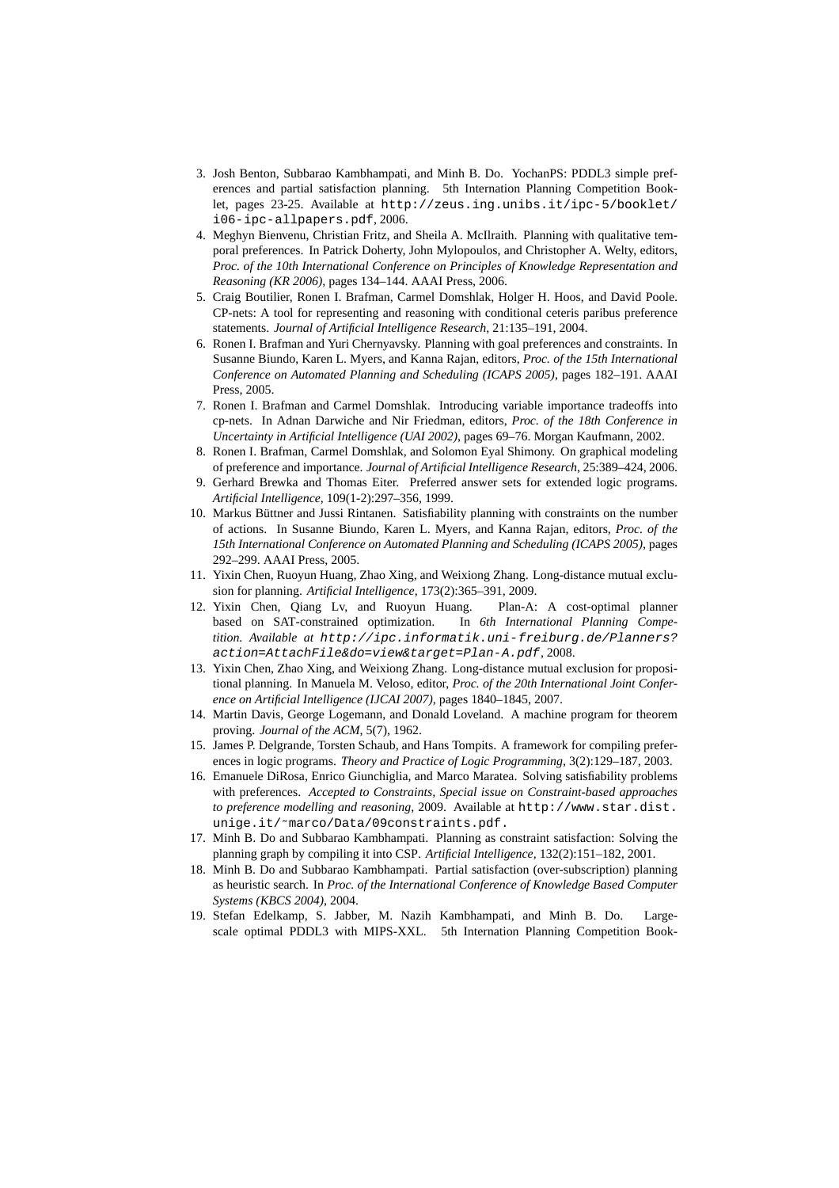3. Josh Benton, Subbarao Kambhampati, and Minh B. Do. YochanPS: PDDL3 simple preferences and partial satisfaction planning. 5th Internation Planning Competition Booklet, pages 23-25. Available at `http://zeus.ing.unibs.it/ipc-5/booklet/i06-ipc-allpapers.pdf`, 2006.
4. Meghyn Bienvenu, Christian Fritz, and Sheila A. McIlraith. Planning with qualitative temporal preferences. In Patrick Doherty, John Mylopoulos, and Christopher A. Welty, editors, *Proc. of the 10th International Conference on Principles of Knowledge Representation and Reasoning (KR 2006)*, pages 134–144. AAAI Press, 2006.
5. Craig Boutilier, Ronen I. Brafman, Carmel Domshlak, Holger H. Hoos, and David Poole. CP-nets: A tool for representing and reasoning with conditional ceteris paribus preference statements. *Journal of Artificial Intelligence Research*, 21:135–191, 2004.
6. Ronen I. Brafman and Yuri Chernyavsky. Planning with goal preferences and constraints. In Susanne Biundo, Karen L. Myers, and Kanna Rajan, editors, *Proc. of the 15th International Conference on Automated Planning and Scheduling (ICAPS 2005)*, pages 182–191. AAAI Press, 2005.
7. Ronen I. Brafman and Carmel Domshlak. Introducing variable importance tradeoffs into cp-nets. In Adnan Darwiche and Nir Friedman, editors, *Proc. of the 18th Conference in Uncertainty in Artificial Intelligence (UAI 2002)*, pages 69–76. Morgan Kaufmann, 2002.
8. Ronen I. Brafman, Carmel Domshlak, and Solomon Eyal Shimony. On graphical modeling of preference and importance. *Journal of Artificial Intelligence Research*, 25:389–424, 2006.
9. Gerhard Brewka and Thomas Eiter. Preferred answer sets for extended logic programs. *Artificial Intelligence*, 109(1-2):297–356, 1999.
10. Markus Büttner and Jussi Rintanen. Satisfiability planning with constraints on the number of actions. In Susanne Biundo, Karen L. Myers, and Kanna Rajan, editors, *Proc. of the 15th International Conference on Automated Planning and Scheduling (ICAPS 2005)*, pages 292–299. AAAI Press, 2005.
11. Yixin Chen, Ruoyun Huang, Zhao Xing, and Weixiong Zhang. Long-distance mutual exclusion for planning. *Artificial Intelligence*, 173(2):365–391, 2009.
12. Yixin Chen, Qiang Lv, and Ruoyun Huang. Plan-A: A cost-optimal planner based on SAT-constrained optimization. In *6th International Planning Competition. Available at `http://ipc.informatik.uni-freiburg.de/Planners?action=AttachFile&do=view&target=Plan-A.pdf`*, 2008.
13. Yixin Chen, Zhao Xing, and Weixiong Zhang. Long-distance mutual exclusion for propositional planning. In Manuela M. Veloso, editor, *Proc. of the 20th International Joint Conference on Artificial Intelligence (IJCAI 2007)*, pages 1840–1845, 2007.
14. Martin Davis, George Logemann, and Donald Loveland. A machine program for theorem proving. *Journal of the ACM*, 5(7), 1962.
15. James P. Delgrande, Torsten Schaub, and Hans Tompits. A framework for compiling preferences in logic programs. *Theory and Practice of Logic Programming*, 3(2):129–187, 2003.
16. Emanuele DiRosa, Enrico Giunchiglia, and Marco Maratea. Solving satisfiability problems with preferences. *Accepted to Constraints, Special issue on Constraint-based approaches to preference modelling and reasoning*, 2009. Available at `http://www.star.dist.unige.it/~marco/Data/09constraints.pdf.`
17. Minh B. Do and Subbarao Kambhampati. Planning as constraint satisfaction: Solving the planning graph by compiling it into CSP. *Artificial Intelligence*, 132(2):151–182, 2001.
18. Minh B. Do and Subbarao Kambhampati. Partial satisfaction (over-subscription) planning as heuristic search. In *Proc. of the International Conference of Knowledge Based Computer Systems (KBCS 2004)*, 2004.
19. Stefan Edelkamp, S. Jabber, M. Nazih Kambhampati, and Minh B. Do. Large-scale optimal PDDL3 with MIPS-XXL. 5th Internation Planning Competition Book-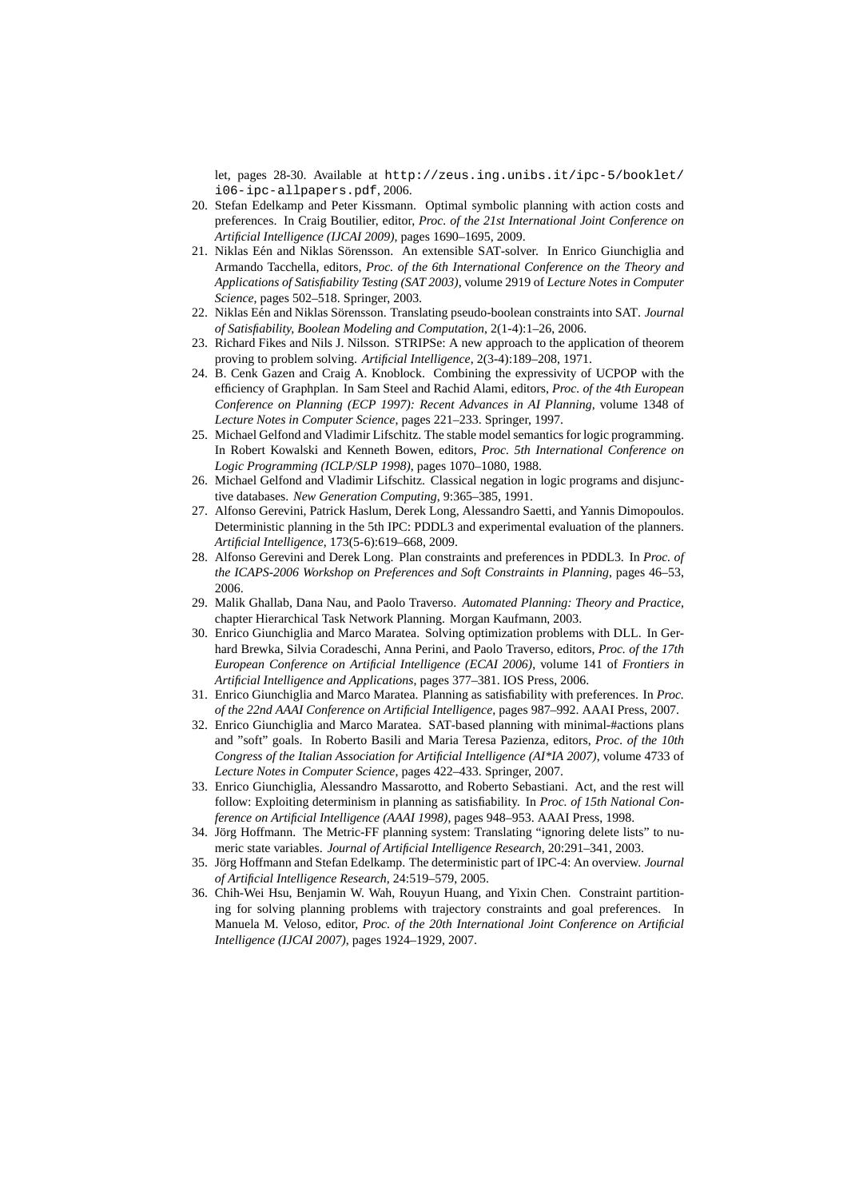let, pages 28-30. Available at `http://zeus.ing.unibs.it/ipc-5/booklet/i06-ipc-allpapers.pdf`, 2006.

20. Stefan Edelkamp and Peter Kissmann. Optimal symbolic planning with action costs and preferences. In Craig Boutilier, editor, *Proc. of the 21st International Joint Conference on Artificial Intelligence (IJCAI 2009)*, pages 1690–1695, 2009.
21. Niklas Eén and Niklas Sörensson. An extensible SAT-solver. In Enrico Giunchiglia and Armando Tacchella, editors, *Proc. of the 6th International Conference on the Theory and Applications of Satisfiability Testing (SAT 2003)*, volume 2919 of *Lecture Notes in Computer Science*, pages 502–518. Springer, 2003.
22. Niklas Eén and Niklas Sörensson. Translating pseudo-boolean constraints into SAT. *Journal of Satisfiability, Boolean Modeling and Computation*, 2(1-4):1–26, 2006.
23. Richard Fikes and Nils J. Nilsson. STRIPSe: A new approach to the application of theorem proving to problem solving. *Artificial Intelligence*, 2(3-4):189–208, 1971.
24. B. Cenk Gazen and Craig A. Knoblock. Combining the expressivity of UCPOP with the efficiency of Graphplan. In Sam Steel and Rachid Alami, editors, *Proc. of the 4th European Conference on Planning (ECP 1997): Recent Advances in AI Planning*, volume 1348 of *Lecture Notes in Computer Science*, pages 221–233. Springer, 1997.
25. Michael Gelfond and Vladimir Lifschitz. The stable model semantics for logic programming. In Robert Kowalski and Kenneth Bowen, editors, *Proc. 5th International Conference on Logic Programming (ICLP/SLP 1998)*, pages 1070–1080, 1988.
26. Michael Gelfond and Vladimir Lifschitz. Classical negation in logic programs and disjunctive databases. *New Generation Computing*, 9:365–385, 1991.
27. Alfonso Gerevini, Patrick Haslum, Derek Long, Alessandro Saetti, and Yannis Dimopoulos. Deterministic planning in the 5th IPC: PDDL3 and experimental evaluation of the planners. *Artificial Intelligence*, 173(5-6):619–668, 2009.
28. Alfonso Gerevini and Derek Long. Plan constraints and preferences in PDDL3. In *Proc. of the ICAPS-2006 Workshop on Preferences and Soft Constraints in Planning*, pages 46–53, 2006.
29. Malik Ghallab, Dana Nau, and Paolo Traverso. *Automated Planning: Theory and Practice*, chapter Hierarchical Task Network Planning. Morgan Kaufmann, 2003.
30. Enrico Giunchiglia and Marco Maratea. Solving optimization problems with DLL. In Gerhard Brewka, Silvia Coradeschi, Anna Perini, and Paolo Traverso, editors, *Proc. of the 17th European Conference on Artificial Intelligence (ECAI 2006)*, volume 141 of *Frontiers in Artificial Intelligence and Applications*, pages 377–381. IOS Press, 2006.
31. Enrico Giunchiglia and Marco Maratea. Planning as satisfiability with preferences. In *Proc. of the 22nd AAAI Conference on Artificial Intelligence*, pages 987–992. AAAI Press, 2007.
32. Enrico Giunchiglia and Marco Maratea. SAT-based planning with minimal-#actions plans and "soft" goals. In Roberto Basili and Maria Teresa Pazienza, editors, *Proc. of the 10th Congress of the Italian Association for Artificial Intelligence (AI*IA 2007)*, volume 4733 of *Lecture Notes in Computer Science*, pages 422–433. Springer, 2007.
33. Enrico Giunchiglia, Alessandro Massarotto, and Roberto Sebastiani. Act, and the rest will follow: Exploiting determinism in planning as satisfiability. In *Proc. of 15th National Conference on Artificial Intelligence (AAAI 1998)*, pages 948–953. AAAI Press, 1998.
34. Jörg Hoffmann. The Metric-FF planning system: Translating "ignoring delete lists" to numeric state variables. *Journal of Artificial Intelligence Research*, 20:291–341, 2003.
35. Jörg Hoffmann and Stefan Edelkamp. The deterministic part of IPC-4: An overview. *Journal of Artificial Intelligence Research*, 24:519–579, 2005.
36. Chih-Wei Hsu, Benjamin W. Wah, Rouyun Huang, and Yixin Chen. Constraint partitioning for solving planning problems with trajectory constraints and goal preferences. In Manuela M. Veloso, editor, *Proc. of the 20th International Joint Conference on Artificial Intelligence (IJCAI 2007)*, pages 1924–1929, 2007.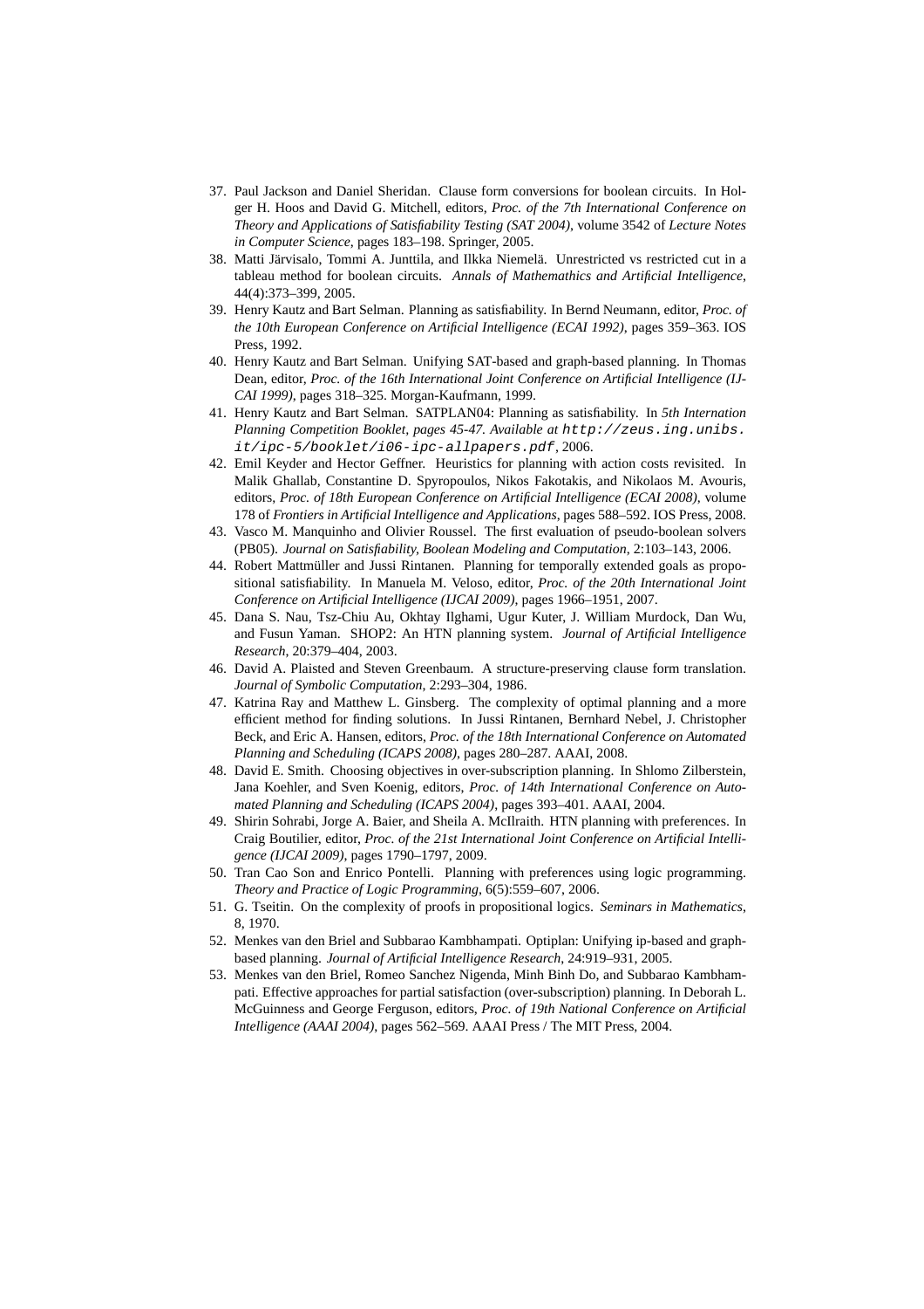37. Paul Jackson and Daniel Sheridan. Clause form conversions for boolean circuits. In Holger H. Hoos and David G. Mitchell, editors, *Proc. of the 7th International Conference on Theory and Applications of Satisfiability Testing (SAT 2004)*, volume 3542 of *Lecture Notes in Computer Science*, pages 183–198. Springer, 2005.
38. Matti Järvisalo, Tommi A. Junttila, and Ilkka Niemelä. Unrestricted vs restricted cut in a tableau method for boolean circuits. *Annals of Mathemathics and Artificial Intelligence*, 44(4):373–399, 2005.
39. Henry Kautz and Bart Selman. Planning as satisfiability. In Bernd Neumann, editor, *Proc. of the 10th European Conference on Artificial Intelligence (ECAI 1992)*, pages 359–363. IOS Press, 1992.
40. Henry Kautz and Bart Selman. Unifying SAT-based and graph-based planning. In Thomas Dean, editor, *Proc. of the 16th International Joint Conference on Artificial Intelligence (IJCAI 1999)*, pages 318–325. Morgan-Kaufmann, 1999.
41. Henry Kautz and Bart Selman. SATPLAN04: Planning as satisfiability. In *5th Internation Planning Competition Booklet, pages 45-47. Available at* `http://zeus.ing.unibs.it/ipc-5/booklet/i06-ipc-allpapers.pdf`, 2006.
42. Emil Keyder and Hector Geffner. Heuristics for planning with action costs revisited. In Malik Ghallab, Constantine D. Spyropoulos, Nikos Fakotakis, and Nikolaos M. Avouris, editors, *Proc. of 18th European Conference on Artificial Intelligence (ECAI 2008)*, volume 178 of *Frontiers in Artificial Intelligence and Applications*, pages 588–592. IOS Press, 2008.
43. Vasco M. Manquinho and Olivier Roussel. The first evaluation of pseudo-boolean solvers (PB05). *Journal on Satisfiability, Boolean Modeling and Computation*, 2:103–143, 2006.
44. Robert Mattmüller and Jussi Rintanen. Planning for temporally extended goals as propositional satisfiability. In Manuela M. Veloso, editor, *Proc. of the 20th International Joint Conference on Artificial Intelligence (IJCAI 2009)*, pages 1966–1951, 2007.
45. Dana S. Nau, Tsz-Chiu Au, Okhtay Ilghami, Ugur Kuter, J. William Murdock, Dan Wu, and Fusun Yaman. SHOP2: An HTN planning system. *Journal of Artificial Intelligence Research*, 20:379–404, 2003.
46. David A. Plaisted and Steven Greenbaum. A structure-preserving clause form translation. *Journal of Symbolic Computation*, 2:293–304, 1986.
47. Katrina Ray and Matthew L. Ginsberg. The complexity of optimal planning and a more efficient method for finding solutions. In Jussi Rintanen, Bernhard Nebel, J. Christopher Beck, and Eric A. Hansen, editors, *Proc. of the 18th International Conference on Automated Planning and Scheduling (ICAPS 2008)*, pages 280–287. AAAI, 2008.
48. David E. Smith. Choosing objectives in over-subscription planning. In Shlomo Zilberstein, Jana Koehler, and Sven Koenig, editors, *Proc. of 14th International Conference on Automated Planning and Scheduling (ICAPS 2004)*, pages 393–401. AAAI, 2004.
49. Shirin Sohrabi, Jorge A. Baier, and Sheila A. McIlraith. HTN planning with preferences. In Craig Boutilier, editor, *Proc. of the 21st International Joint Conference on Artificial Intelligence (IJCAI 2009)*, pages 1790–1797, 2009.
50. Tran Cao Son and Enrico Pontelli. Planning with preferences using logic programming. *Theory and Practice of Logic Programming*, 6(5):559–607, 2006.
51. G. Tseitin. On the complexity of proofs in propositional logics. *Seminars in Mathematics*, 8, 1970.
52. Menkes van den Briel and Subbarao Kambhampati. Optiplan: Unifying ip-based and graph-based planning. *Journal of Artificial Intelligence Research*, 24:919–931, 2005.
53. Menkes van den Briel, Romeo Sanchez Nigenda, Minh Binh Do, and Subbarao Kambhampati. Effective approaches for partial satisfaction (over-subscription) planning. In Deborah L. McGuinness and George Ferguson, editors, *Proc. of 19th National Conference on Artificial Intelligence (AAAI 2004)*, pages 562–569. AAAI Press / The MIT Press, 2004.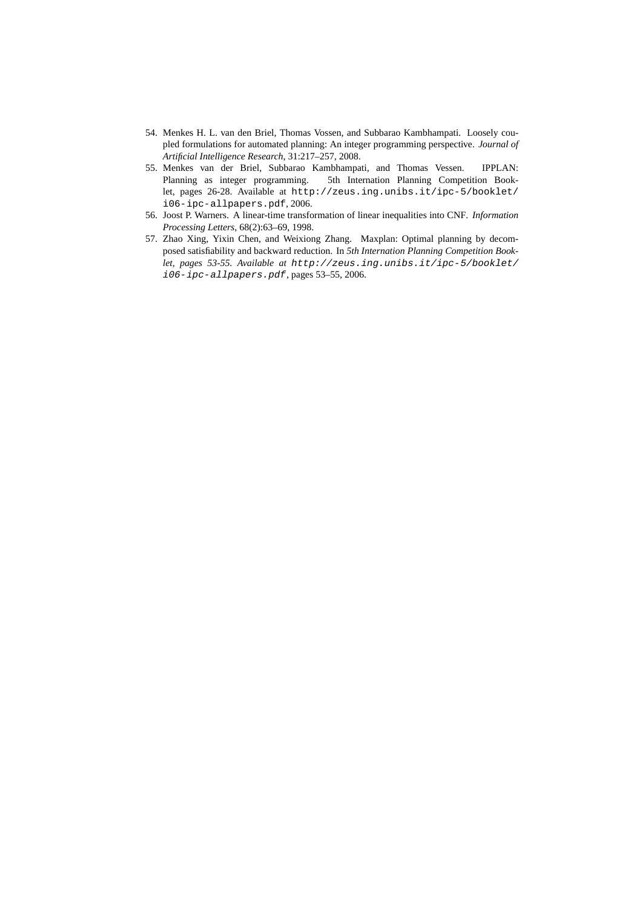54. Menkes H. L. van den Briel, Thomas Vossen, and Subbarao Kambhampati. Loosely coupled formulations for automated planning: An integer programming perspective. *Journal of Artificial Intelligence Research*, 31:217–257, 2008.
55. Menkes van der Briel, Subbarao Kambhampati, and Thomas Vessen. IPPLAN: Planning as integer programming. 5th Internation Planning Competition Booklet, pages 26-28. Available at `http://zeus.ing.unibs.it/ipc-5/booklet/i06-ipc-allpapers.pdf`, 2006.
56. Joost P. Warners. A linear-time transformation of linear inequalities into CNF. *Information Processing Letters*, 68(2):63–69, 1998.
57. Zhao Xing, Yixin Chen, and Weixiong Zhang. Maxplan: Optimal planning by decomposed satisfiability and backward reduction. In *5th Internation Planning Competition Booklet, pages 53-55. Available at* `http://zeus.ing.unibs.it/ipc-5/booklet/i06-ipc-allpapers.pdf`, pages 53–55, 2006.